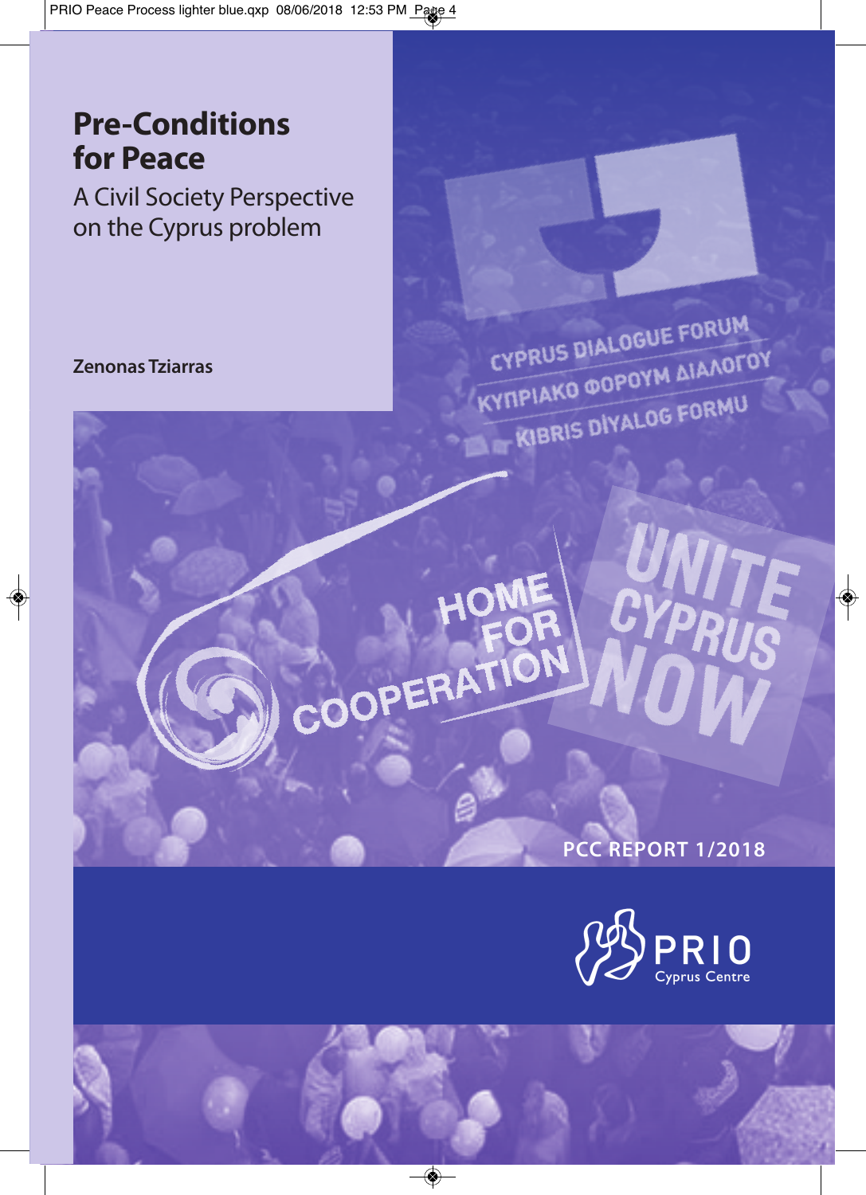# Pre-Conditions for Peace

## A Civil Society Perspective on the Cyprus problem

**Zenonas Tziarras**

PCC REPORT 1/2018

PRIO Cyprus Centre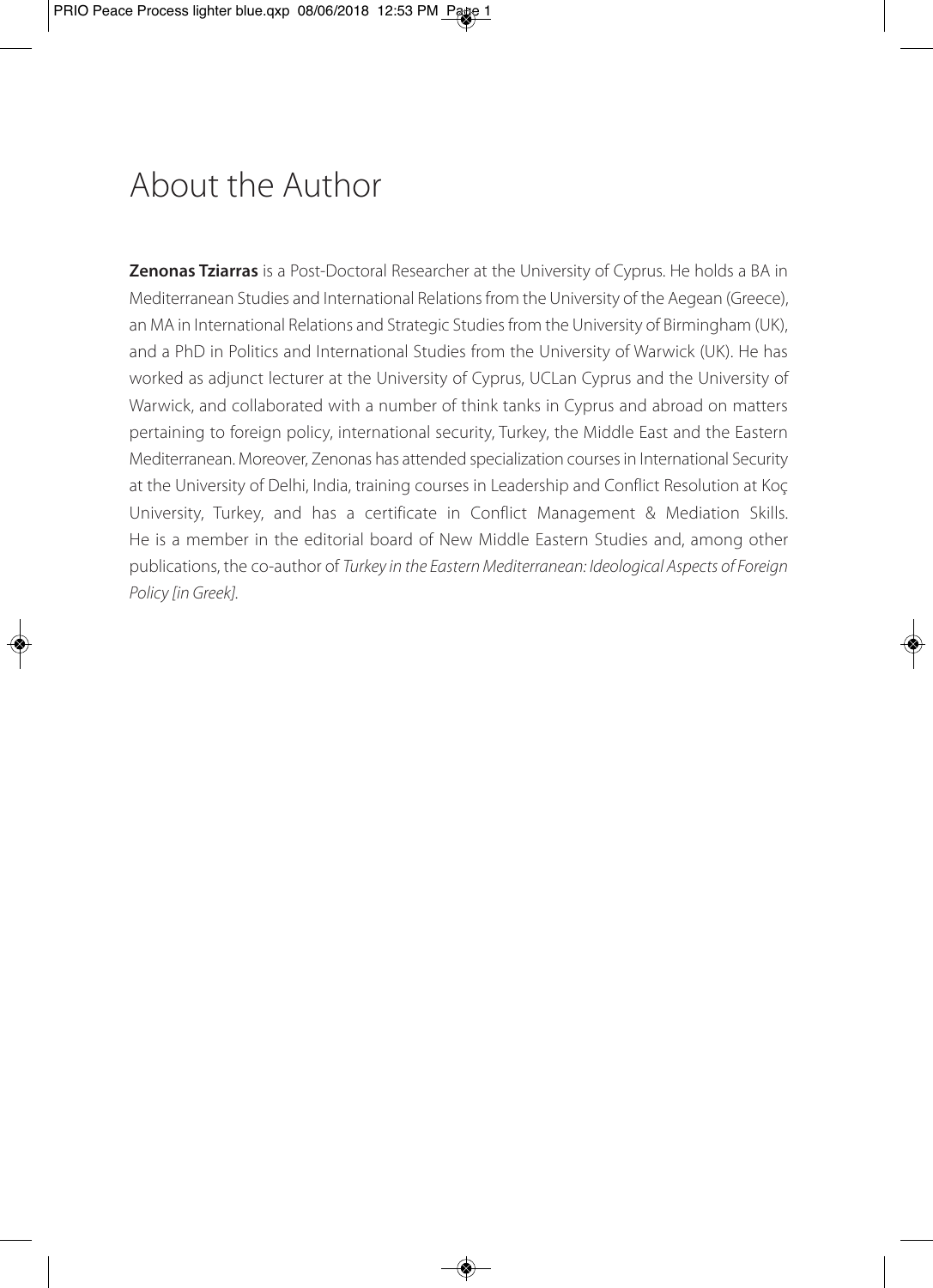# About the Author

**Zenonas Tziarras** is a Post-Doctoral Researcher at the University of Cyprus. He holds a BA in Mediterranean Studies and International Relations from the University of the Aegean (Greece), an MA in International Relations and Strategic Studies from the University of Birmingham (UK), and a PhD in Politics and International Studies from the University of Warwick (UK). He has worked as adjunct lecturer at the University of Cyprus, UCLan Cyprus and the University of Warwick, and collaborated with a number of think tanks in Cyprus and abroad on matters pertaining to foreign policy, international security, Turkey, the Middle East and the Eastern Mediterranean. Moreover, Zenonas has attended specialization courses in International Security at the University of Delhi, India, training courses in Leadership and Conflict Resolution at Koç University, Turkey, and has a certificate in Conflict Management & Mediation Skills. He is a member in the editorial board of New Middle Eastern Studies and, among other publications, the co-author of *Turkey in the Eastern Mediterranean: Ideological Aspects of Foreign Policy [in Greek].*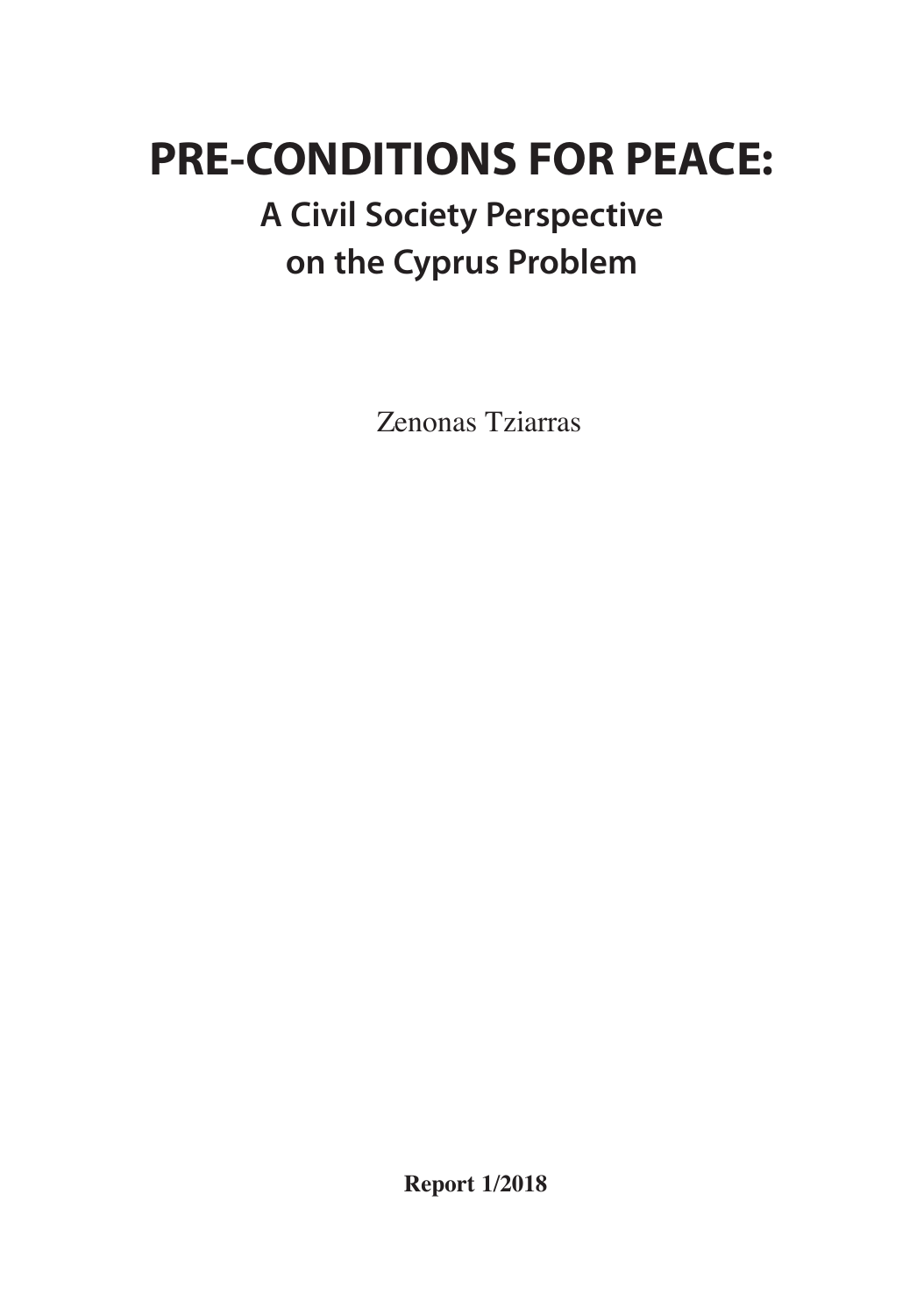# PRE-CONDITIONS FOR PEACE:

## A Civil Society Perspective on the Cyprus Problem

Zenonas Tziarras

**Report 1/2018**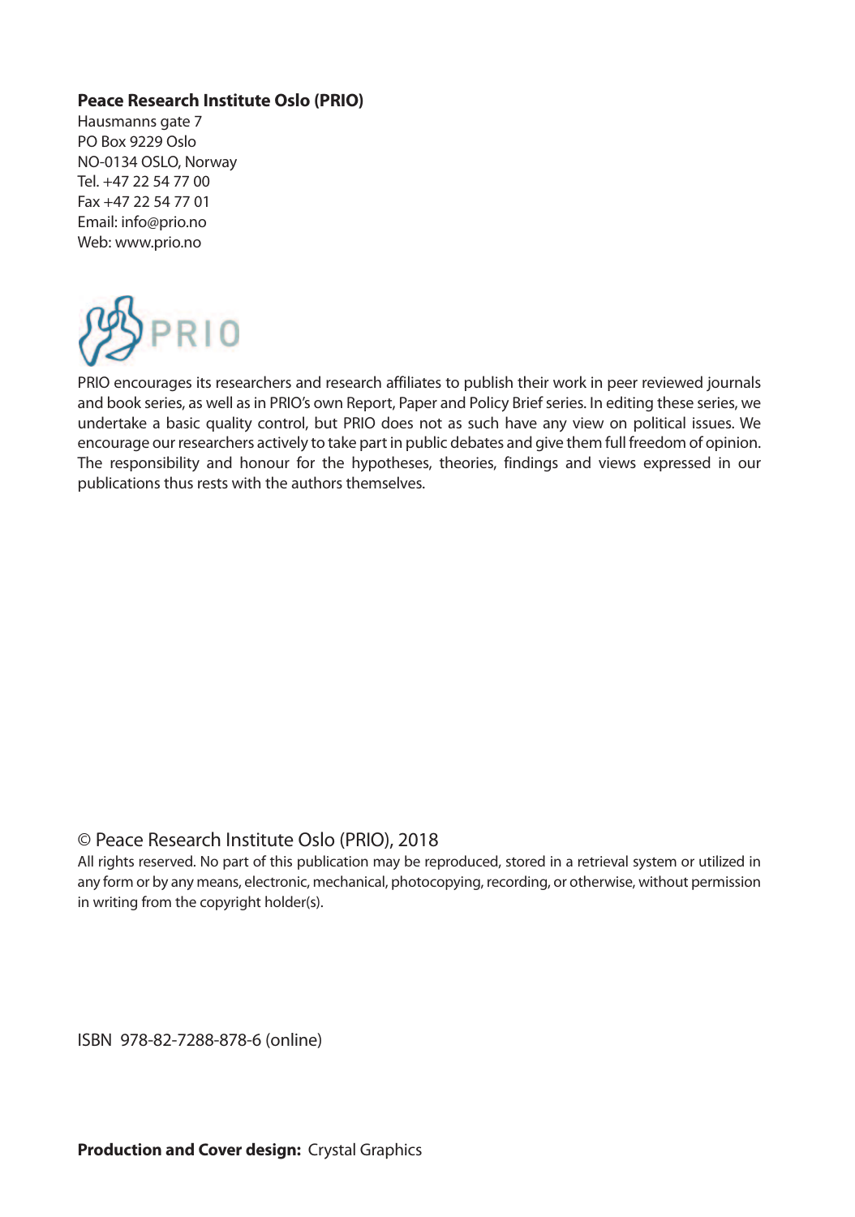**Peace Research Institute Oslo (PRIO)**
Hausmanns gate 7
PO Box 9229 Oslo
NO-0134 OSLO, Norway
Tel. +47 22 54 77 00
Fax +47 22 54 77 01
Email: info@prio.no
Web: www.prio.no

PRIO encourages its researchers and research affiliates to publish their work in peer reviewed journals and book series, as well as in PRIO's own Report, Paper and Policy Brief series. In editing these series, we undertake a basic quality control, but PRIO does not as such have any view on political issues. We encourage our researchers actively to take part in public debates and give them full freedom of opinion. The responsibility and honour for the hypotheses, theories, findings and views expressed in our publications thus rests with the authors themselves.

© Peace Research Institute Oslo (PRIO), 2018

All rights reserved. No part of this publication may be reproduced, stored in a retrieval system or utilized in any form or by any means, electronic, mechanical, photocopying, recording, or otherwise, without permission in writing from the copyright holder(s).

ISBN 978-82-7288-878-6 (online)

**Production and Cover design:** Crystal Graphics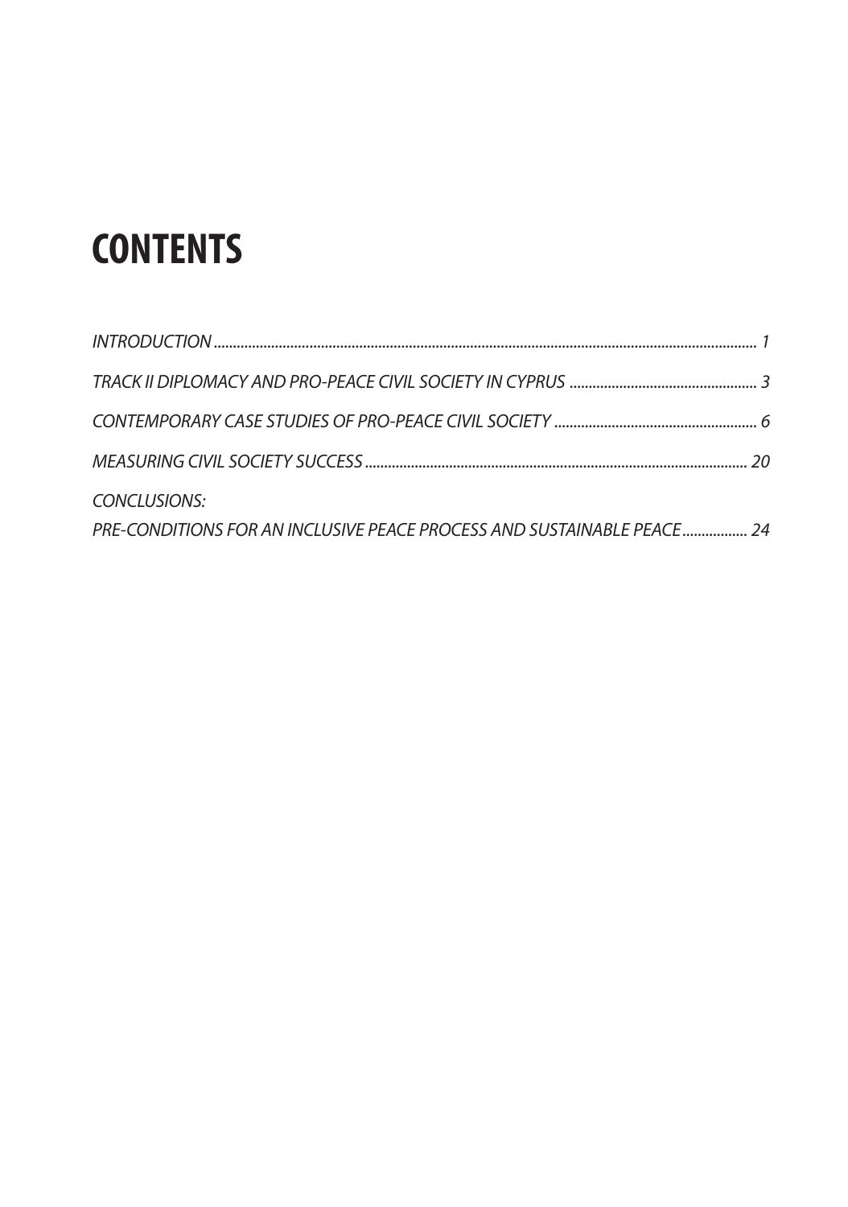# CONTENTS

*INTRODUCTION* ............ *1*

*TRACK II DIPLOMACY AND PRO-PEACE CIVIL SOCIETY IN CYPRUS* ............ *3*

*CONTEMPORARY CASE STUDIES OF PRO-PEACE CIVIL SOCIETY* ............ *6*

*MEASURING CIVIL SOCIETY SUCCESS* ............ *20*

*CONCLUSIONS:*
*PRE-CONDITIONS FOR AN INCLUSIVE PEACE PROCESS AND SUSTAINABLE PEACE* ............ *24*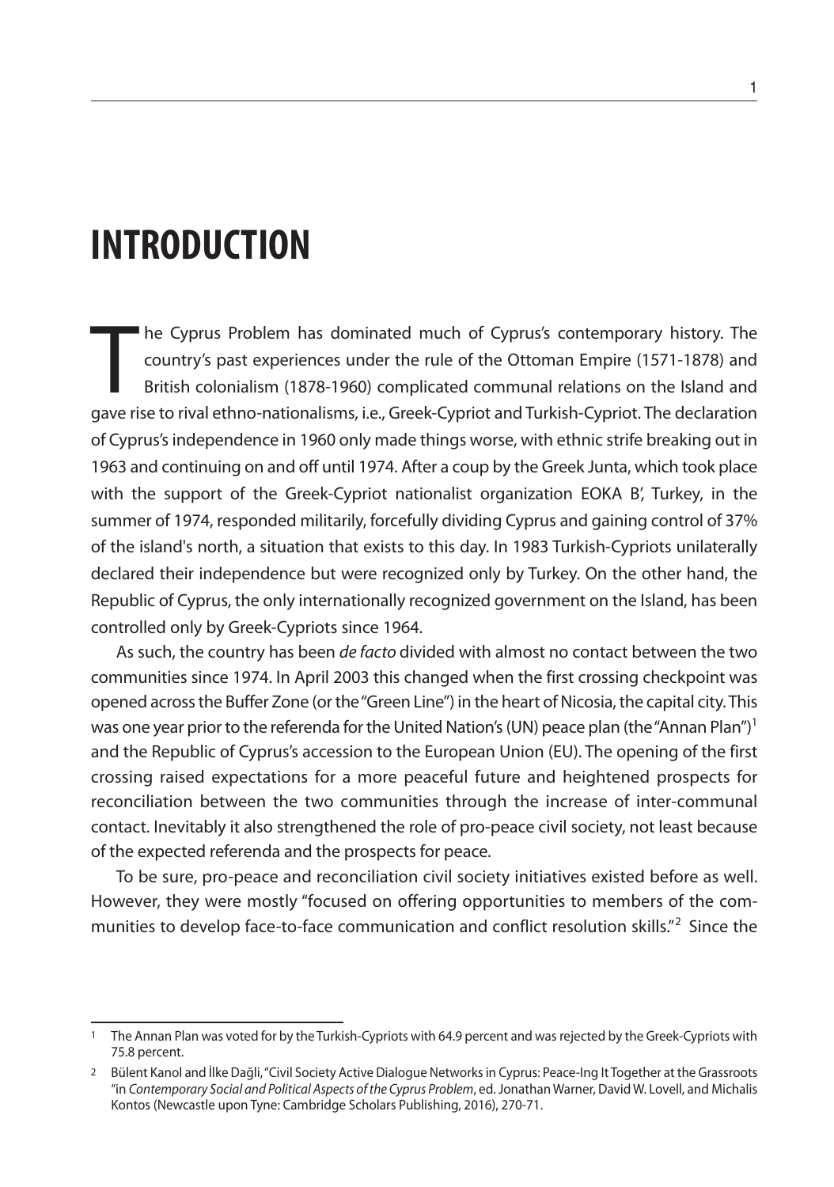# INTRODUCTION

The Cyprus Problem has dominated much of Cyprus's contemporary history. The country's past experiences under the rule of the Ottoman Empire (1571-1878) and British colonialism (1878-1960) complicated communal relations on the Island and gave rise to rival ethno-nationalisms, i.e., Greek-Cypriot and Turkish-Cypriot. The declaration of Cyprus's independence in 1960 only made things worse, with ethnic strife breaking out in 1963 and continuing on and off until 1974. After a coup by the Greek Junta, which took place with the support of the Greek-Cypriot nationalist organization EOKA B', Turkey, in the summer of 1974, responded militarily, forcefully dividing Cyprus and gaining control of 37% of the island's north, a situation that exists to this day. In 1983 Turkish-Cypriots unilaterally declared their independence but were recognized only by Turkey. On the other hand, the Republic of Cyprus, the only internationally recognized government on the Island, has been controlled only by Greek-Cypriots since 1964.

As such, the country has been *de facto* divided with almost no contact between the two communities since 1974. In April 2003 this changed when the first crossing checkpoint was opened across the Buffer Zone (or the "Green Line") in the heart of Nicosia, the capital city. This was one year prior to the referenda for the United Nation's (UN) peace plan (the "Annan Plan")[1] and the Republic of Cyprus's accession to the European Union (EU). The opening of the first crossing raised expectations for a more peaceful future and heightened prospects for reconciliation between the two communities through the increase of inter-communal contact. Inevitably it also strengthened the role of pro-peace civil society, not least because of the expected referenda and the prospects for peace.

To be sure, pro-peace and reconciliation civil society initiatives existed before as well. However, they were mostly "focused on offering opportunities to members of the communities to develop face-to-face communication and conflict resolution skills."[2] Since the

---

1 The Annan Plan was voted for by the Turkish-Cypriots with 64.9 percent and was rejected by the Greek-Cypriots with 75.8 percent.

2 Bülent Kanol and İlke Dağli, "Civil Society Active Dialogue Networks in Cyprus: Peace-Ing It Together at the Grassroots "in *Contemporary Social and Political Aspects of the Cyprus Problem*, ed. Jonathan Warner, David W. Lovell, and Michalis Kontos (Newcastle upon Tyne: Cambridge Scholars Publishing, 2016), 270-71.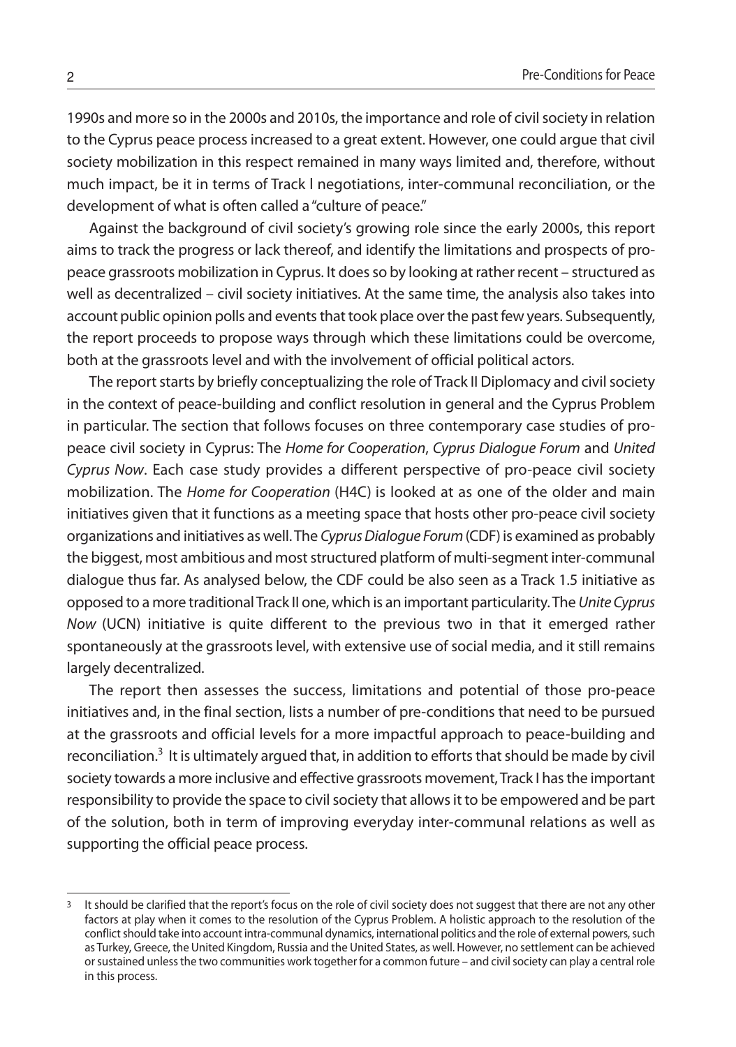1990s and more so in the 2000s and 2010s, the importance and role of civil society in relation to the Cyprus peace process increased to a great extent. However, one could argue that civil society mobilization in this respect remained in many ways limited and, therefore, without much impact, be it in terms of Track I negotiations, inter-communal reconciliation, or the development of what is often called a "culture of peace."

Against the background of civil society's growing role since the early 2000s, this report aims to track the progress or lack thereof, and identify the limitations and prospects of pro-peace grassroots mobilization in Cyprus. It does so by looking at rather recent – structured as well as decentralized – civil society initiatives. At the same time, the analysis also takes into account public opinion polls and events that took place over the past few years. Subsequently, the report proceeds to propose ways through which these limitations could be overcome, both at the grassroots level and with the involvement of official political actors.

The report starts by briefly conceptualizing the role of Track II Diplomacy and civil society in the context of peace-building and conflict resolution in general and the Cyprus Problem in particular. The section that follows focuses on three contemporary case studies of pro-peace civil society in Cyprus: The *Home for Cooperation*, *Cyprus Dialogue Forum* and *United Cyprus Now*. Each case study provides a different perspective of pro-peace civil society mobilization. The *Home for Cooperation* (H4C) is looked at as one of the older and main initiatives given that it functions as a meeting space that hosts other pro-peace civil society organizations and initiatives as well. The *Cyprus Dialogue Forum* (CDF) is examined as probably the biggest, most ambitious and most structured platform of multi-segment inter-communal dialogue thus far. As analysed below, the CDF could be also seen as a Track 1.5 initiative as opposed to a more traditional Track II one, which is an important particularity. The *Unite Cyprus Now* (UCN) initiative is quite different to the previous two in that it emerged rather spontaneously at the grassroots level, with extensive use of social media, and it still remains largely decentralized.

The report then assesses the success, limitations and potential of those pro-peace initiatives and, in the final section, lists a number of pre-conditions that need to be pursued at the grassroots and official levels for a more impactful approach to peace-building and reconciliation.[3] It is ultimately argued that, in addition to efforts that should be made by civil society towards a more inclusive and effective grassroots movement, Track I has the important responsibility to provide the space to civil society that allows it to be empowered and be part of the solution, both in term of improving everyday inter-communal relations as well as supporting the official peace process.

---

[3] It should be clarified that the report's focus on the role of civil society does not suggest that there are not any other factors at play when it comes to the resolution of the Cyprus Problem. A holistic approach to the resolution of the conflict should take into account intra-communal dynamics, international politics and the role of external powers, such as Turkey, Greece, the United Kingdom, Russia and the United States, as well. However, no settlement can be achieved or sustained unless the two communities work together for a common future – and civil society can play a central role in this process.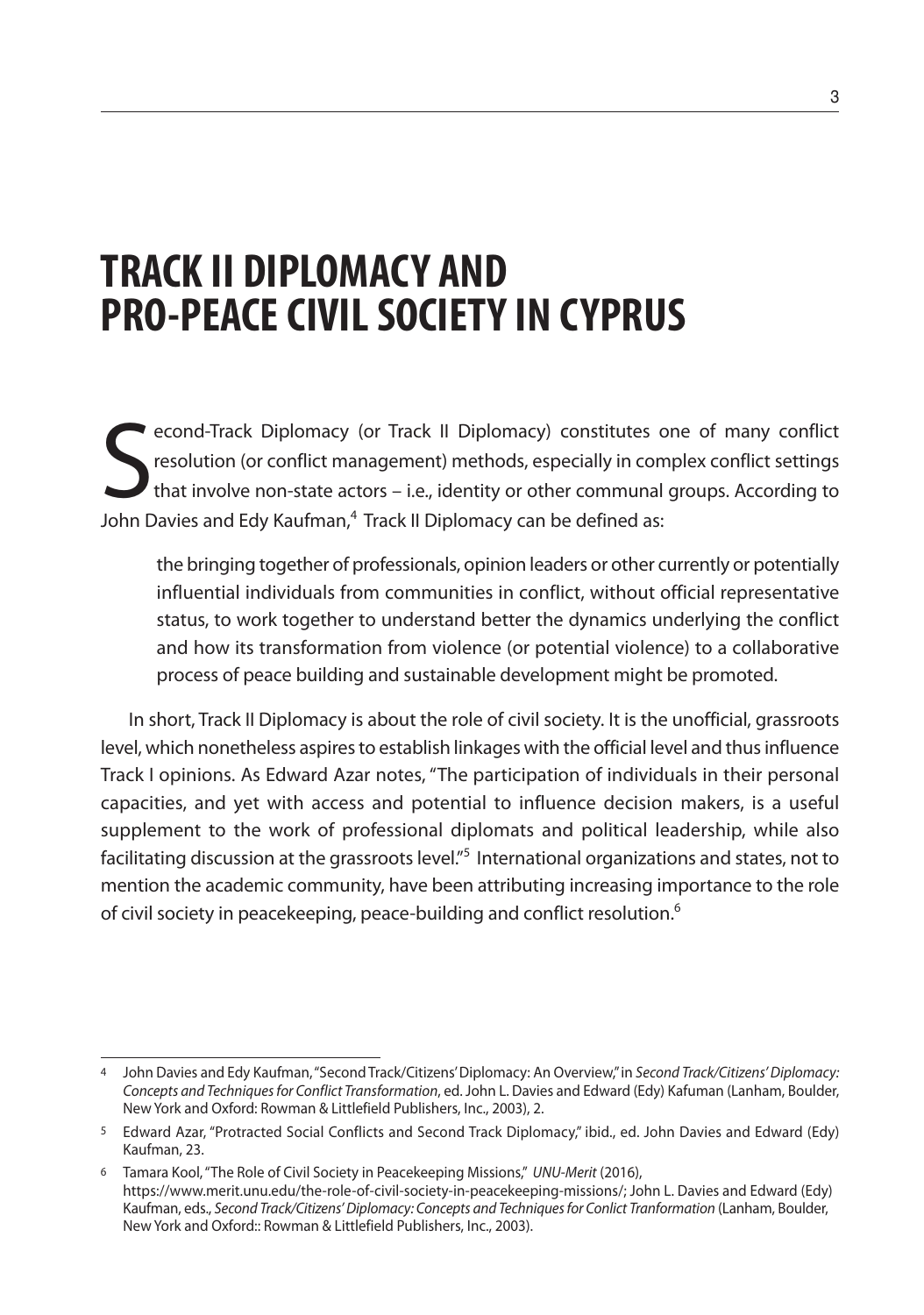# TRACK II DIPLOMACY AND PRO-PEACE CIVIL SOCIETY IN CYPRUS

Second-Track Diplomacy (or Track II Diplomacy) constitutes one of many conflict resolution (or conflict management) methods, especially in complex conflict settings that involve non-state actors – i.e., identity or other communal groups. According to John Davies and Edy Kaufman,[4] Track II Diplomacy can be defined as:

> the bringing together of professionals, opinion leaders or other currently or potentially influential individuals from communities in conflict, without official representative status, to work together to understand better the dynamics underlying the conflict and how its transformation from violence (or potential violence) to a collaborative process of peace building and sustainable development might be promoted.

In short, Track II Diplomacy is about the role of civil society. It is the unofficial, grassroots level, which nonetheless aspires to establish linkages with the official level and thus influence Track I opinions. As Edward Azar notes, "The participation of individuals in their personal capacities, and yet with access and potential to influence decision makers, is a useful supplement to the work of professional diplomats and political leadership, while also facilitating discussion at the grassroots level."[5] International organizations and states, not to mention the academic community, have been attributing increasing importance to the role of civil society in peacekeeping, peace-building and conflict resolution.[6]

---

4 John Davies and Edy Kaufman, "Second Track/Citizens' Diplomacy: An Overview," in *Second Track/Citizens' Diplomacy: Concepts and Techniques for Conflict Transformation*, ed. John L. Davies and Edward (Edy) Kafuman (Lanham, Boulder, New York and Oxford: Rowman & Littlefield Publishers, Inc., 2003), 2.

5 Edward Azar, "Protracted Social Conflicts and Second Track Diplomacy," ibid., ed. John Davies and Edward (Edy) Kaufman, 23.

6 Tamara Kool, "The Role of Civil Society in Peacekeeping Missions," *UNU-Merit* (2016), https://www.merit.unu.edu/the-role-of-civil-society-in-peacekeeping-missions/; John L. Davies and Edward (Edy) Kaufman, eds., *Second Track/Citizens' Diplomacy: Concepts and Techniques for Conlict Tranformation* (Lanham, Boulder, New York and Oxford:: Rowman & Littlefield Publishers, Inc., 2003).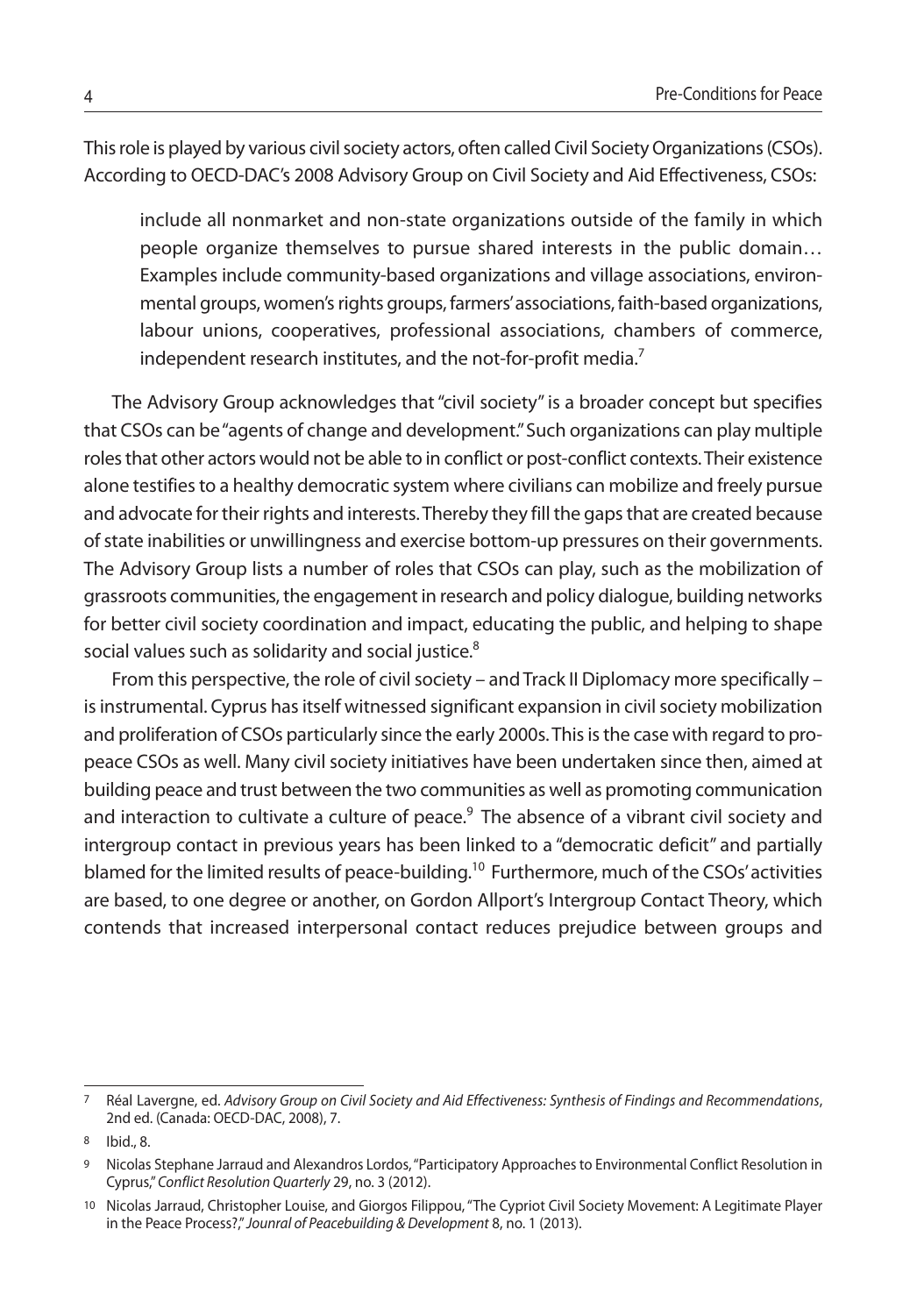This role is played by various civil society actors, often called Civil Society Organizations (CSOs). According to OECD-DAC's 2008 Advisory Group on Civil Society and Aid Effectiveness, CSOs:

> include all nonmarket and non-state organizations outside of the family in which people organize themselves to pursue shared interests in the public domain… Examples include community-based organizations and village associations, environmental groups, women's rights groups, farmers' associations, faith-based organizations, labour unions, cooperatives, professional associations, chambers of commerce, independent research institutes, and the not-for-profit media.[7]

The Advisory Group acknowledges that "civil society" is a broader concept but specifies that CSOs can be "agents of change and development." Such organizations can play multiple roles that other actors would not be able to in conflict or post-conflict contexts. Their existence alone testifies to a healthy democratic system where civilians can mobilize and freely pursue and advocate for their rights and interests. Thereby they fill the gaps that are created because of state inabilities or unwillingness and exercise bottom-up pressures on their governments. The Advisory Group lists a number of roles that CSOs can play, such as the mobilization of grassroots communities, the engagement in research and policy dialogue, building networks for better civil society coordination and impact, educating the public, and helping to shape social values such as solidarity and social justice.[8]

From this perspective, the role of civil society – and Track II Diplomacy more specifically – is instrumental. Cyprus has itself witnessed significant expansion in civil society mobilization and proliferation of CSOs particularly since the early 2000s. This is the case with regard to pro-peace CSOs as well. Many civil society initiatives have been undertaken since then, aimed at building peace and trust between the two communities as well as promoting communication and interaction to cultivate a culture of peace.[9] The absence of a vibrant civil society and intergroup contact in previous years has been linked to a "democratic deficit" and partially blamed for the limited results of peace-building.[10] Furthermore, much of the CSOs' activities are based, to one degree or another, on Gordon Allport's Intergroup Contact Theory, which contends that increased interpersonal contact reduces prejudice between groups and

---

7 Réal Lavergne, ed. *Advisory Group on Civil Society and Aid Effectiveness: Synthesis of Findings and Recommendations*, 2nd ed. (Canada: OECD-DAC, 2008), 7.

8 Ibid., 8.

9 Nicolas Stephane Jarraud and Alexandros Lordos, "Participatory Approaches to Environmental Conflict Resolution in Cyprus," *Conflict Resolution Quarterly* 29, no. 3 (2012).

10 Nicolas Jarraud, Christopher Louise, and Giorgos Filippou, "The Cypriot Civil Society Movement: A Legitimate Player in the Peace Process?," *Jounral of Peacebuilding & Development* 8, no. 1 (2013).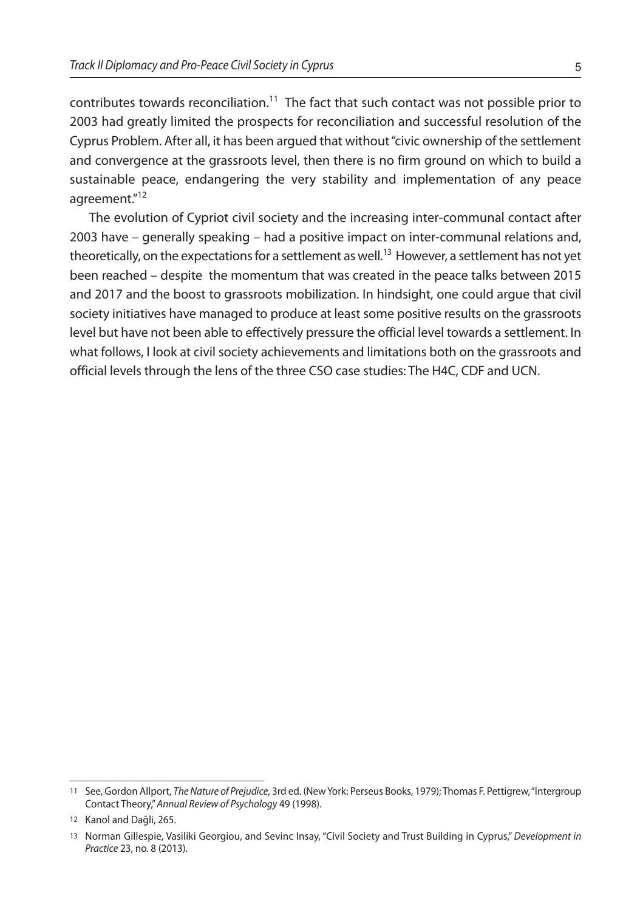contributes towards reconciliation.[11] The fact that such contact was not possible prior to 2003 had greatly limited the prospects for reconciliation and successful resolution of the Cyprus Problem. After all, it has been argued that without "civic ownership of the settlement and convergence at the grassroots level, then there is no firm ground on which to build a sustainable peace, endangering the very stability and implementation of any peace agreement."[12]

The evolution of Cypriot civil society and the increasing inter-communal contact after 2003 have – generally speaking – had a positive impact on inter-communal relations and, theoretically, on the expectations for a settlement as well.[13] However, a settlement has not yet been reached – despite the momentum that was created in the peace talks between 2015 and 2017 and the boost to grassroots mobilization. In hindsight, one could argue that civil society initiatives have managed to produce at least some positive results on the grassroots level but have not been able to effectively pressure the official level towards a settlement. In what follows, I look at civil society achievements and limitations both on the grassroots and official levels through the lens of the three CSO case studies: The H4C, CDF and UCN.

---

11 See, Gordon Allport, *The Nature of Prejudice*, 3rd ed. (New York: Perseus Books, 1979); Thomas F. Pettigrew, "Intergroup Contact Theory," *Annual Review of Psychology* 49 (1998).

12 Kanol and Dağli, 265.

13 Norman Gillespie, Vasiliki Georgiou, and Sevinc Insay, "Civil Society and Trust Building in Cyprus," *Development in Practice* 23, no. 8 (2013).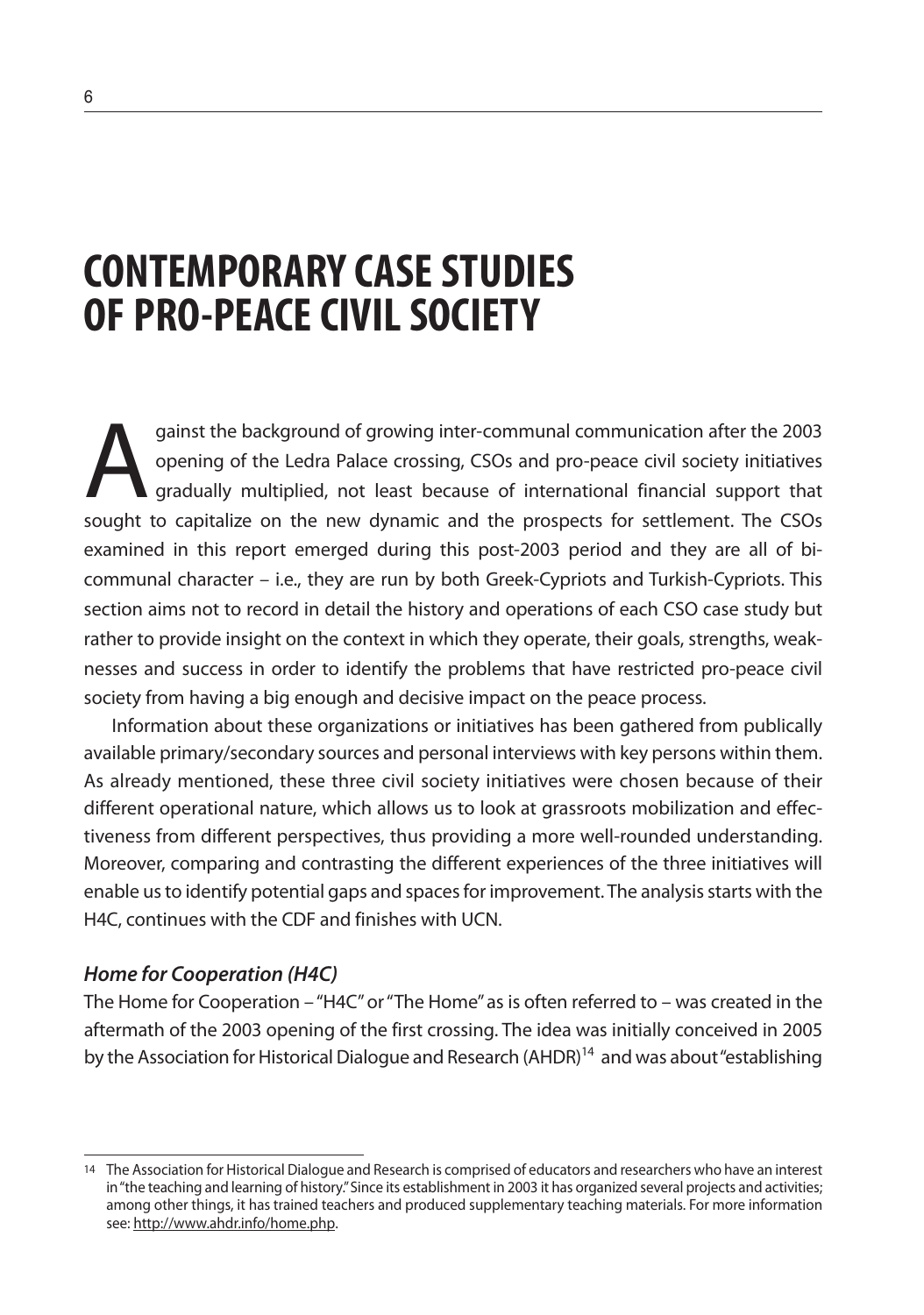# CONTEMPORARY CASE STUDIES OF PRO-PEACE CIVIL SOCIETY

Against the background of growing inter-communal communication after the 2003 opening of the Ledra Palace crossing, CSOs and pro-peace civil society initiatives gradually multiplied, not least because of international financial support that sought to capitalize on the new dynamic and the prospects for settlement. The CSOs examined in this report emerged during this post-2003 period and they are all of bi-communal character – i.e., they are run by both Greek-Cypriots and Turkish-Cypriots. This section aims not to record in detail the history and operations of each CSO case study but rather to provide insight on the context in which they operate, their goals, strengths, weaknesses and success in order to identify the problems that have restricted pro-peace civil society from having a big enough and decisive impact on the peace process.

Information about these organizations or initiatives has been gathered from publically available primary/secondary sources and personal interviews with key persons within them. As already mentioned, these three civil society initiatives were chosen because of their different operational nature, which allows us to look at grassroots mobilization and effectiveness from different perspectives, thus providing a more well-rounded understanding. Moreover, comparing and contrasting the different experiences of the three initiatives will enable us to identify potential gaps and spaces for improvement. The analysis starts with the H4C, continues with the CDF and finishes with UCN.

### *Home for Cooperation (H4C)*

The Home for Cooperation – "H4C" or "The Home" as is often referred to – was created in the aftermath of the 2003 opening of the first crossing. The idea was initially conceived in 2005 by the Association for Historical Dialogue and Research (AHDR)[14] and was about "establishing

---

[14] The Association for Historical Dialogue and Research is comprised of educators and researchers who have an interest in "the teaching and learning of history." Since its establishment in 2003 it has organized several projects and activities; among other things, it has trained teachers and produced supplementary teaching materials. For more information see: http://www.ahdr.info/home.php.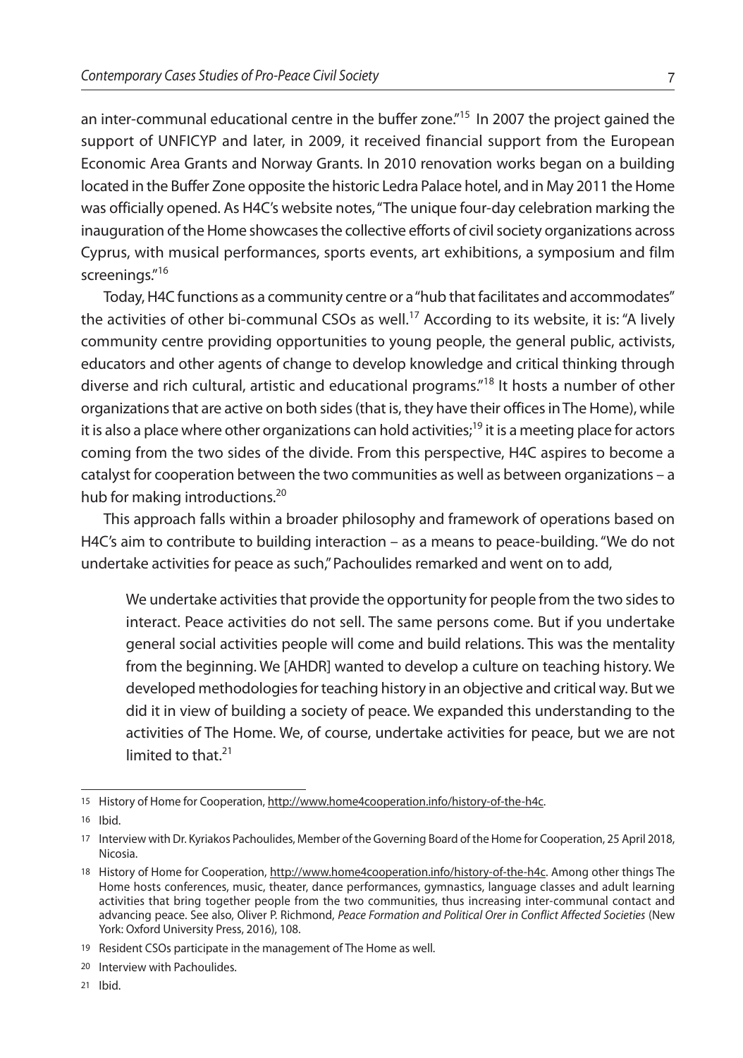an inter-communal educational centre in the buffer zone."[15] In 2007 the project gained the support of UNFICYP and later, in 2009, it received financial support from the European Economic Area Grants and Norway Grants. In 2010 renovation works began on a building located in the Buffer Zone opposite the historic Ledra Palace hotel, and in May 2011 the Home was officially opened. As H4C's website notes, "The unique four-day celebration marking the inauguration of the Home showcases the collective efforts of civil society organizations across Cyprus, with musical performances, sports events, art exhibitions, a symposium and film screenings."[16]

Today, H4C functions as a community centre or a "hub that facilitates and accommodates" the activities of other bi-communal CSOs as well.[17] According to its website, it is: "A lively community centre providing opportunities to young people, the general public, activists, educators and other agents of change to develop knowledge and critical thinking through diverse and rich cultural, artistic and educational programs."[18] It hosts a number of other organizations that are active on both sides (that is, they have their offices in The Home), while it is also a place where other organizations can hold activities;[19] it is a meeting place for actors coming from the two sides of the divide. From this perspective, H4C aspires to become a catalyst for cooperation between the two communities as well as between organizations – a hub for making introductions.[20]

This approach falls within a broader philosophy and framework of operations based on H4C's aim to contribute to building interaction – as a means to peace-building. "We do not undertake activities for peace as such," Pachoulides remarked and went on to add,

> We undertake activities that provide the opportunity for people from the two sides to interact. Peace activities do not sell. The same persons come. But if you undertake general social activities people will come and build relations. This was the mentality from the beginning. We [AHDR] wanted to develop a culture on teaching history. We developed methodologies for teaching history in an objective and critical way. But we did it in view of building a society of peace. We expanded this understanding to the activities of The Home. We, of course, undertake activities for peace, but we are not limited to that.[21]

---

15 History of Home for Cooperation, http://www.home4cooperation.info/history-of-the-h4c.

16 Ibid.

17 Interview with Dr. Kyriakos Pachoulides, Member of the Governing Board of the Home for Cooperation, 25 April 2018, Nicosia.

18 History of Home for Cooperation, http://www.home4cooperation.info/history-of-the-h4c. Among other things The Home hosts conferences, music, theater, dance performances, gymnastics, language classes and adult learning activities that bring together people from the two communities, thus increasing inter-communal contact and advancing peace. See also, Oliver P. Richmond, *Peace Formation and Political Orer in Conflict Affected Societies* (New York: Oxford University Press, 2016), 108.

19 Resident CSOs participate in the management of The Home as well.

20 Interview with Pachoulides.

21 Ibid.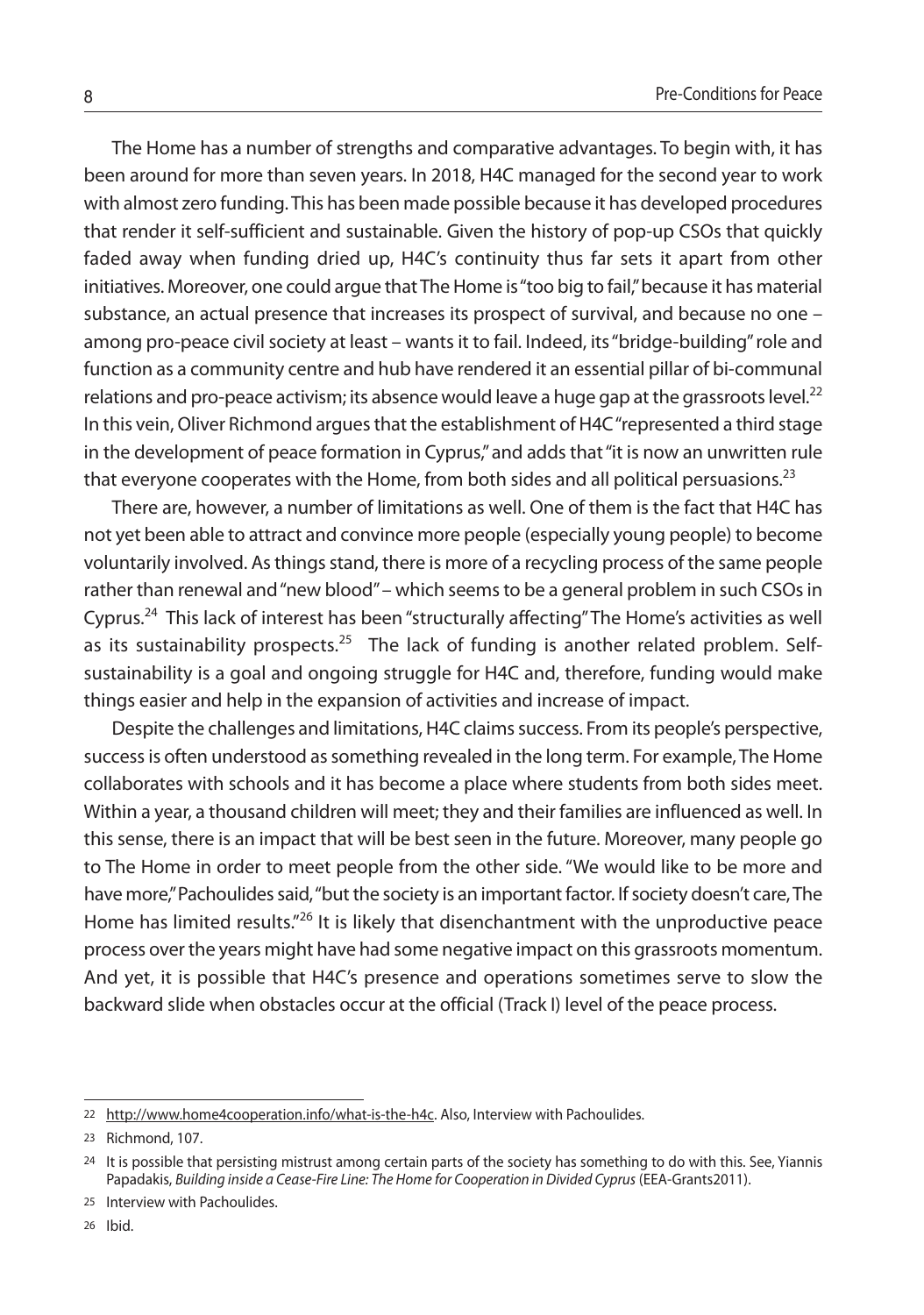The Home has a number of strengths and comparative advantages. To begin with, it has been around for more than seven years. In 2018, H4C managed for the second year to work with almost zero funding. This has been made possible because it has developed procedures that render it self-sufficient and sustainable. Given the history of pop-up CSOs that quickly faded away when funding dried up, H4C's continuity thus far sets it apart from other initiatives. Moreover, one could argue that The Home is "too big to fail," because it has material substance, an actual presence that increases its prospect of survival, and because no one – among pro-peace civil society at least – wants it to fail. Indeed, its "bridge-building" role and function as a community centre and hub have rendered it an essential pillar of bi-communal relations and pro-peace activism; its absence would leave a huge gap at the grassroots level.[22] In this vein, Oliver Richmond argues that the establishment of H4C "represented a third stage in the development of peace formation in Cyprus," and adds that "it is now an unwritten rule that everyone cooperates with the Home, from both sides and all political persuasions.[23]

There are, however, a number of limitations as well. One of them is the fact that H4C has not yet been able to attract and convince more people (especially young people) to become voluntarily involved. As things stand, there is more of a recycling process of the same people rather than renewal and "new blood" – which seems to be a general problem in such CSOs in Cyprus.[24] This lack of interest has been "structurally affecting" The Home's activities as well as its sustainability prospects.[25] The lack of funding is another related problem. Self-sustainability is a goal and ongoing struggle for H4C and, therefore, funding would make things easier and help in the expansion of activities and increase of impact.

Despite the challenges and limitations, H4C claims success. From its people's perspective, success is often understood as something revealed in the long term. For example, The Home collaborates with schools and it has become a place where students from both sides meet. Within a year, a thousand children will meet; they and their families are influenced as well. In this sense, there is an impact that will be best seen in the future. Moreover, many people go to The Home in order to meet people from the other side. "We would like to be more and have more," Pachoulides said, "but the society is an important factor. If society doesn't care, The Home has limited results."[26] It is likely that disenchantment with the unproductive peace process over the years might have had some negative impact on this grassroots momentum. And yet, it is possible that H4C's presence and operations sometimes serve to slow the backward slide when obstacles occur at the official (Track I) level of the peace process.

---

22 http://www.home4cooperation.info/what-is-the-h4c. Also, Interview with Pachoulides.

23 Richmond, 107.

24 It is possible that persisting mistrust among certain parts of the society has something to do with this. See, Yiannis Papadakis, *Building inside a Cease-Fire Line: The Home for Cooperation in Divided Cyprus* (EEA-Grants2011).

25 Interview with Pachoulides.

26 Ibid.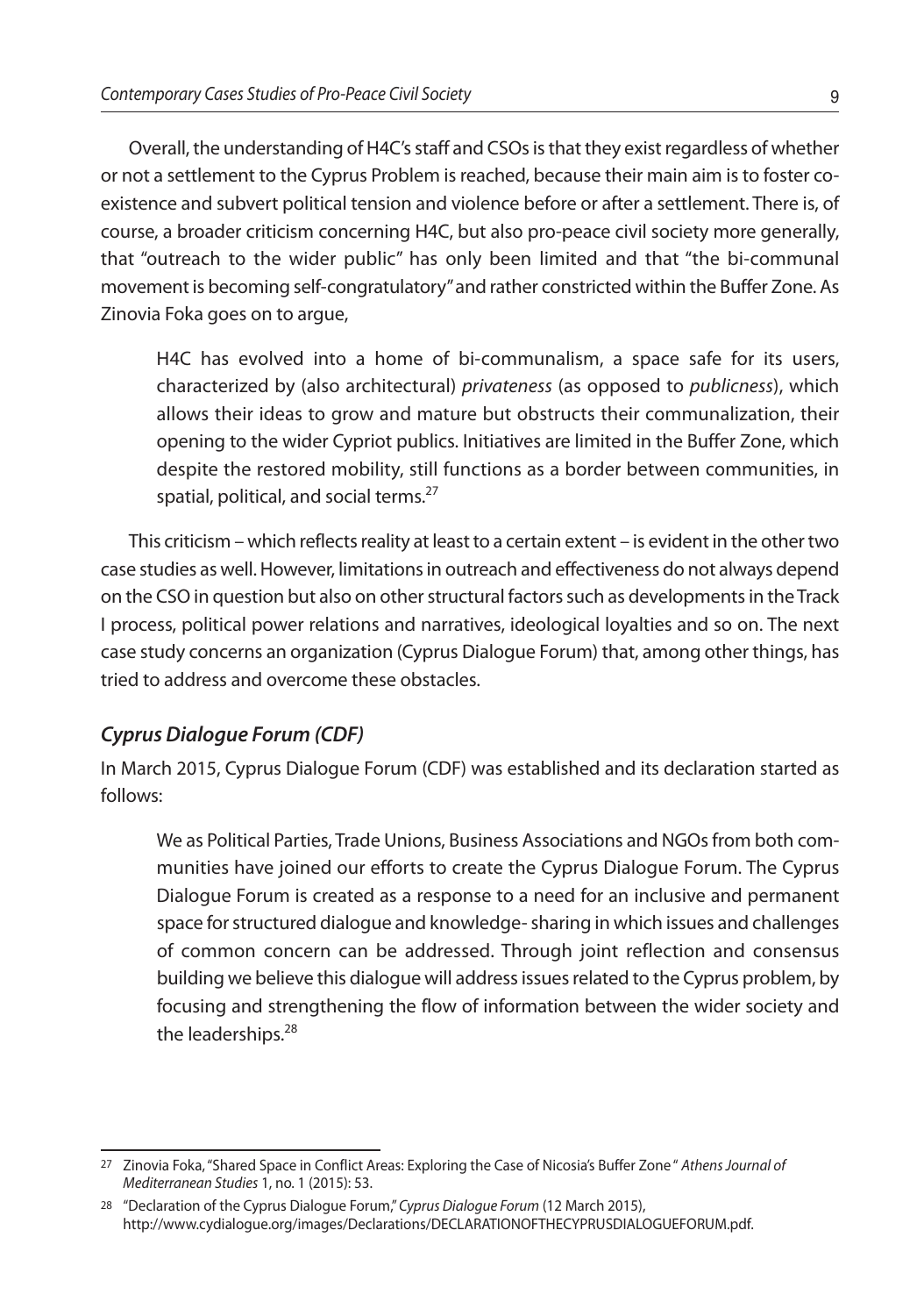Overall, the understanding of H4C's staff and CSOs is that they exist regardless of whether or not a settlement to the Cyprus Problem is reached, because their main aim is to foster co-existence and subvert political tension and violence before or after a settlement. There is, of course, a broader criticism concerning H4C, but also pro-peace civil society more generally, that "outreach to the wider public" has only been limited and that "the bi-communal movement is becoming self-congratulatory" and rather constricted within the Buffer Zone. As Zinovia Foka goes on to argue,

> H4C has evolved into a home of bi-communalism, a space safe for its users, characterized by (also architectural) *privateness* (as opposed to *publicness*), which allows their ideas to grow and mature but obstructs their communalization, their opening to the wider Cypriot publics. Initiatives are limited in the Buffer Zone, which despite the restored mobility, still functions as a border between communities, in spatial, political, and social terms.[27]

This criticism – which reflects reality at least to a certain extent – is evident in the other two case studies as well. However, limitations in outreach and effectiveness do not always depend on the CSO in question but also on other structural factors such as developments in the Track I process, political power relations and narratives, ideological loyalties and so on. The next case study concerns an organization (Cyprus Dialogue Forum) that, among other things, has tried to address and overcome these obstacles.

### *Cyprus Dialogue Forum (CDF)*

In March 2015, Cyprus Dialogue Forum (CDF) was established and its declaration started as follows:

> We as Political Parties, Trade Unions, Business Associations and NGOs from both communities have joined our efforts to create the Cyprus Dialogue Forum. The Cyprus Dialogue Forum is created as a response to a need for an inclusive and permanent space for structured dialogue and knowledge- sharing in which issues and challenges of common concern can be addressed. Through joint reflection and consensus building we believe this dialogue will address issues related to the Cyprus problem, by focusing and strengthening the flow of information between the wider society and the leaderships.[28]

---

[27] Zinovia Foka, "Shared Space in Conflict Areas: Exploring the Case of Nicosia's Buffer Zone" *Athens Journal of Mediterranean Studies* 1, no. 1 (2015): 53.

[28] "Declaration of the Cyprus Dialogue Forum," *Cyprus Dialogue Forum* (12 March 2015), http://www.cydialogue.org/images/Declarations/DECLARATIONOFTHECYPRUSDIALOGUEFORUM.pdf.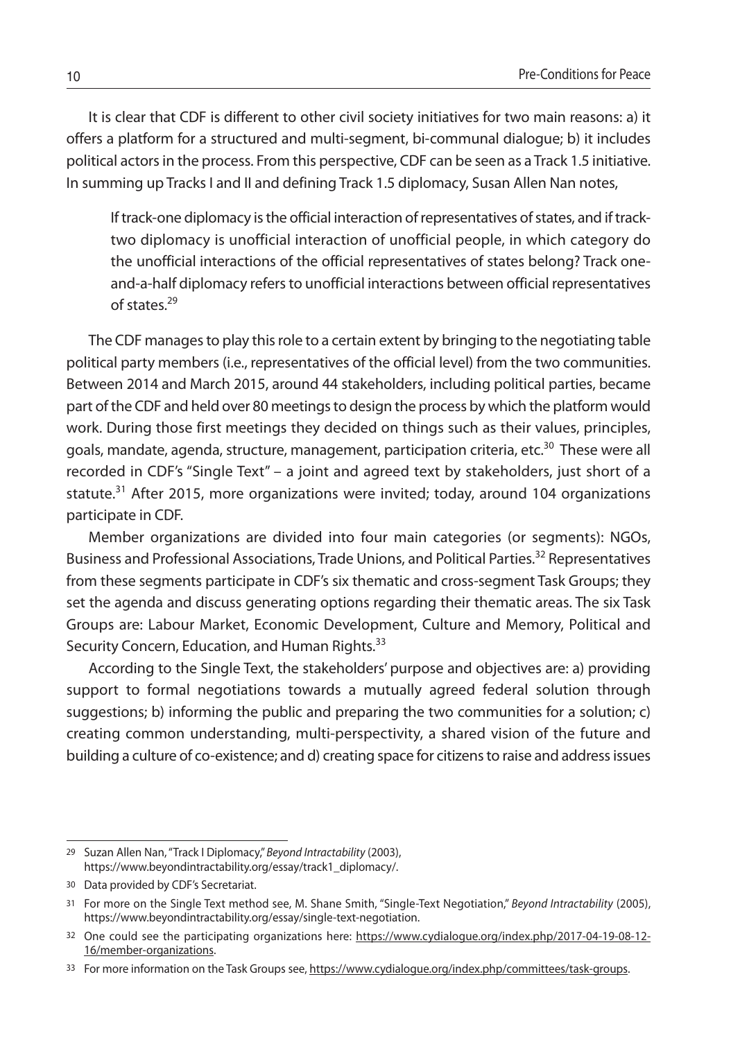It is clear that CDF is different to other civil society initiatives for two main reasons: a) it offers a platform for a structured and multi-segment, bi-communal dialogue; b) it includes political actors in the process. From this perspective, CDF can be seen as a Track 1.5 initiative. In summing up Tracks I and II and defining Track 1.5 diplomacy, Susan Allen Nan notes,

> If track-one diplomacy is the official interaction of representatives of states, and if track-two diplomacy is unofficial interaction of unofficial people, in which category do the unofficial interactions of the official representatives of states belong? Track one-and-a-half diplomacy refers to unofficial interactions between official representatives of states.[29]

The CDF manages to play this role to a certain extent by bringing to the negotiating table political party members (i.e., representatives of the official level) from the two communities. Between 2014 and March 2015, around 44 stakeholders, including political parties, became part of the CDF and held over 80 meetings to design the process by which the platform would work. During those first meetings they decided on things such as their values, principles, goals, mandate, agenda, structure, management, participation criteria, etc.[30] These were all recorded in CDF's "Single Text" – a joint and agreed text by stakeholders, just short of a statute.[31] After 2015, more organizations were invited; today, around 104 organizations participate in CDF.

Member organizations are divided into four main categories (or segments): NGOs, Business and Professional Associations, Trade Unions, and Political Parties.[32] Representatives from these segments participate in CDF's six thematic and cross-segment Task Groups; they set the agenda and discuss generating options regarding their thematic areas. The six Task Groups are: Labour Market, Economic Development, Culture and Memory, Political and Security Concern, Education, and Human Rights.[33]

According to the Single Text, the stakeholders' purpose and objectives are: a) providing support to formal negotiations towards a mutually agreed federal solution through suggestions; b) informing the public and preparing the two communities for a solution; c) creating common understanding, multi-perspectivity, a shared vision of the future and building a culture of co-existence; and d) creating space for citizens to raise and address issues

---

29 Suzan Allen Nan, "Track I Diplomacy," *Beyond Intractability* (2003), https://www.beyondintractability.org/essay/track1_diplomacy/.

30 Data provided by CDF's Secretariat.

31 For more on the Single Text method see, M. Shane Smith, "Single-Text Negotiation," *Beyond Intractability* (2005), https://www.beyondintractability.org/essay/single-text-negotiation.

32 One could see the participating organizations here: https://www.cydialogue.org/index.php/2017-04-19-08-12-16/member-organizations.

33 For more information on the Task Groups see, https://www.cydialogue.org/index.php/committees/task-groups.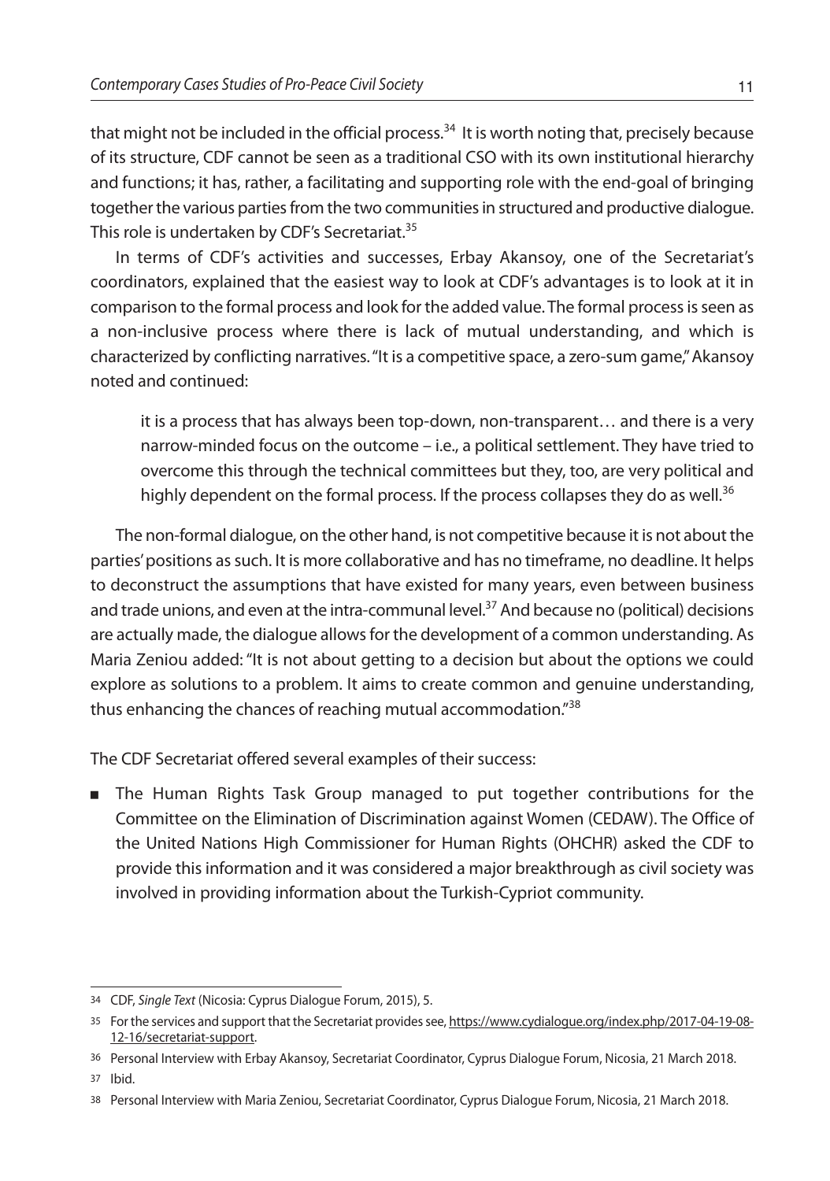that might not be included in the official process.[34] It is worth noting that, precisely because of its structure, CDF cannot be seen as a traditional CSO with its own institutional hierarchy and functions; it has, rather, a facilitating and supporting role with the end-goal of bringing together the various parties from the two communities in structured and productive dialogue. This role is undertaken by CDF's Secretariat.[35]

In terms of CDF's activities and successes, Erbay Akansoy, one of the Secretariat's coordinators, explained that the easiest way to look at CDF's advantages is to look at it in comparison to the formal process and look for the added value. The formal process is seen as a non-inclusive process where there is lack of mutual understanding, and which is characterized by conflicting narratives. "It is a competitive space, a zero-sum game," Akansoy noted and continued:

> it is a process that has always been top-down, non-transparent… and there is a very narrow-minded focus on the outcome – i.e., a political settlement. They have tried to overcome this through the technical committees but they, too, are very political and highly dependent on the formal process. If the process collapses they do as well.[36]

The non-formal dialogue, on the other hand, is not competitive because it is not about the parties' positions as such. It is more collaborative and has no timeframe, no deadline. It helps to deconstruct the assumptions that have existed for many years, even between business and trade unions, and even at the intra-communal level.[37] And because no (political) decisions are actually made, the dialogue allows for the development of a common understanding. As Maria Zeniou added: "It is not about getting to a decision but about the options we could explore as solutions to a problem. It aims to create common and genuine understanding, thus enhancing the chances of reaching mutual accommodation."[38]

The CDF Secretariat offered several examples of their success:

- The Human Rights Task Group managed to put together contributions for the Committee on the Elimination of Discrimination against Women (CEDAW). The Office of the United Nations High Commissioner for Human Rights (OHCHR) asked the CDF to provide this information and it was considered a major breakthrough as civil society was involved in providing information about the Turkish-Cypriot community.

---

34 CDF, *Single Text* (Nicosia: Cyprus Dialogue Forum, 2015), 5.

35 For the services and support that the Secretariat provides see, https://www.cydialogue.org/index.php/2017-04-19-08-12-16/secretariat-support.

36 Personal Interview with Erbay Akansoy, Secretariat Coordinator, Cyprus Dialogue Forum, Nicosia, 21 March 2018.

37 Ibid.

38 Personal Interview with Maria Zeniou, Secretariat Coordinator, Cyprus Dialogue Forum, Nicosia, 21 March 2018.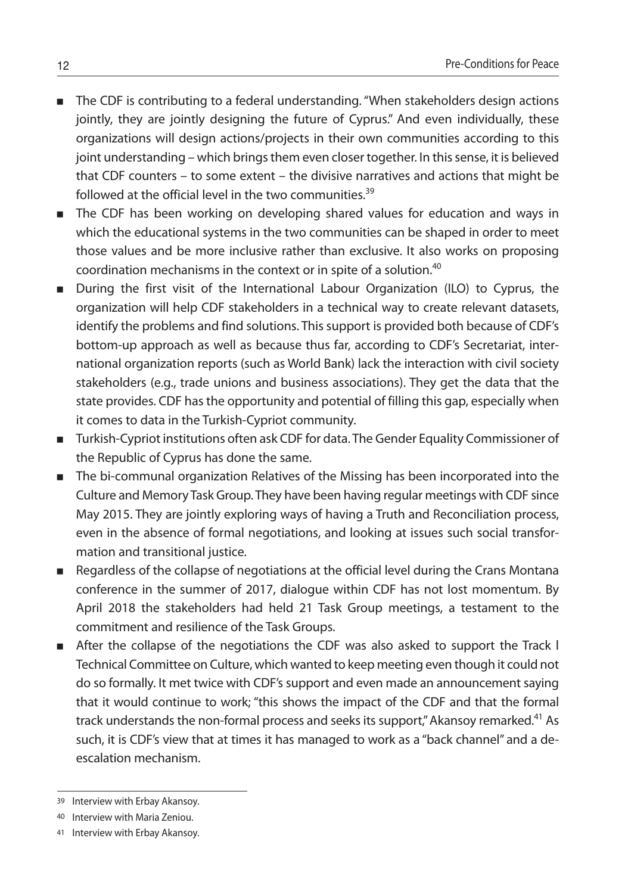- The CDF is contributing to a federal understanding. "When stakeholders design actions jointly, they are jointly designing the future of Cyprus." And even individually, these organizations will design actions/projects in their own communities according to this joint understanding – which brings them even closer together. In this sense, it is believed that CDF counters – to some extent – the divisive narratives and actions that might be followed at the official level in the two communities.[39]
- The CDF has been working on developing shared values for education and ways in which the educational systems in the two communities can be shaped in order to meet those values and be more inclusive rather than exclusive. It also works on proposing coordination mechanisms in the context or in spite of a solution.[40]
- During the first visit of the International Labour Organization (ILO) to Cyprus, the organization will help CDF stakeholders in a technical way to create relevant datasets, identify the problems and find solutions. This support is provided both because of CDF's bottom-up approach as well as because thus far, according to CDF's Secretariat, international organization reports (such as World Bank) lack the interaction with civil society stakeholders (e.g., trade unions and business associations). They get the data that the state provides. CDF has the opportunity and potential of filling this gap, especially when it comes to data in the Turkish-Cypriot community.
- Turkish-Cypriot institutions often ask CDF for data. The Gender Equality Commissioner of the Republic of Cyprus has done the same.
- The bi-communal organization Relatives of the Missing has been incorporated into the Culture and Memory Task Group. They have been having regular meetings with CDF since May 2015. They are jointly exploring ways of having a Truth and Reconciliation process, even in the absence of formal negotiations, and looking at issues such social transformation and transitional justice.
- Regardless of the collapse of negotiations at the official level during the Crans Montana conference in the summer of 2017, dialogue within CDF has not lost momentum. By April 2018 the stakeholders had held 21 Task Group meetings, a testament to the commitment and resilience of the Task Groups.
- After the collapse of the negotiations the CDF was also asked to support the Track I Technical Committee on Culture, which wanted to keep meeting even though it could not do so formally. It met twice with CDF's support and even made an announcement saying that it would continue to work; "this shows the impact of the CDF and that the formal track understands the non-formal process and seeks its support," Akansoy remarked.[41] As such, it is CDF's view that at times it has managed to work as a "back channel" and a de-escalation mechanism.

---

39 Interview with Erbay Akansoy.

40 Interview with Maria Zeniou.

41 Interview with Erbay Akansoy.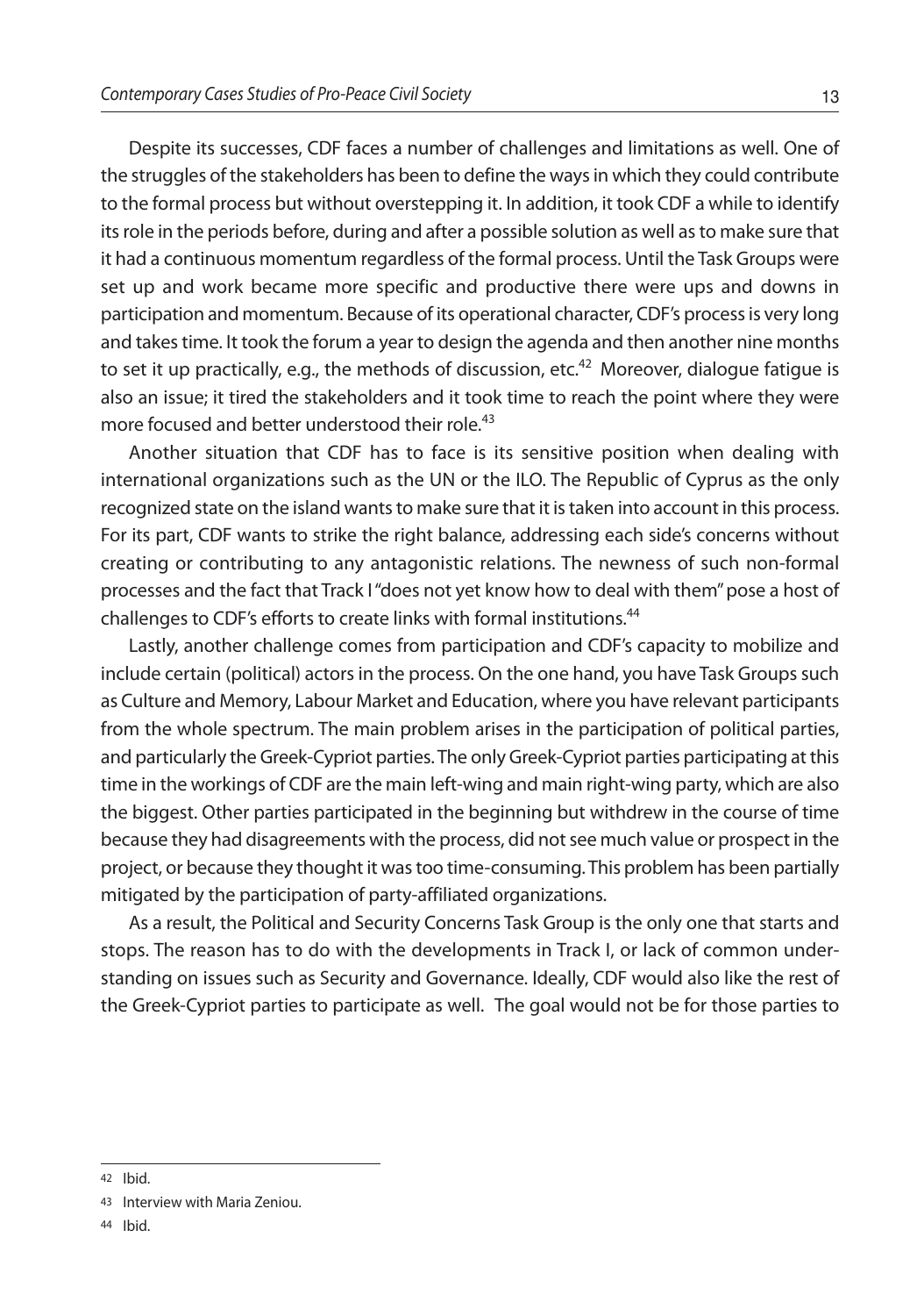Despite its successes, CDF faces a number of challenges and limitations as well. One of the struggles of the stakeholders has been to define the ways in which they could contribute to the formal process but without overstepping it. In addition, it took CDF a while to identify its role in the periods before, during and after a possible solution as well as to make sure that it had a continuous momentum regardless of the formal process. Until the Task Groups were set up and work became more specific and productive there were ups and downs in participation and momentum. Because of its operational character, CDF's process is very long and takes time. It took the forum a year to design the agenda and then another nine months to set it up practically, e.g., the methods of discussion, etc.[42] Moreover, dialogue fatigue is also an issue; it tired the stakeholders and it took time to reach the point where they were more focused and better understood their role.[43]

Another situation that CDF has to face is its sensitive position when dealing with international organizations such as the UN or the ILO. The Republic of Cyprus as the only recognized state on the island wants to make sure that it is taken into account in this process. For its part, CDF wants to strike the right balance, addressing each side's concerns without creating or contributing to any antagonistic relations. The newness of such non-formal processes and the fact that Track I "does not yet know how to deal with them" pose a host of challenges to CDF's efforts to create links with formal institutions.[44]

Lastly, another challenge comes from participation and CDF's capacity to mobilize and include certain (political) actors in the process. On the one hand, you have Task Groups such as Culture and Memory, Labour Market and Education, where you have relevant participants from the whole spectrum. The main problem arises in the participation of political parties, and particularly the Greek-Cypriot parties. The only Greek-Cypriot parties participating at this time in the workings of CDF are the main left-wing and main right-wing party, which are also the biggest. Other parties participated in the beginning but withdrew in the course of time because they had disagreements with the process, did not see much value or prospect in the project, or because they thought it was too time-consuming. This problem has been partially mitigated by the participation of party-affiliated organizations.

As a result, the Political and Security Concerns Task Group is the only one that starts and stops. The reason has to do with the developments in Track I, or lack of common understanding on issues such as Security and Governance. Ideally, CDF would also like the rest of the Greek-Cypriot parties to participate as well. The goal would not be for those parties to

---

42 Ibid.

43 Interview with Maria Zeniou.

44 Ibid.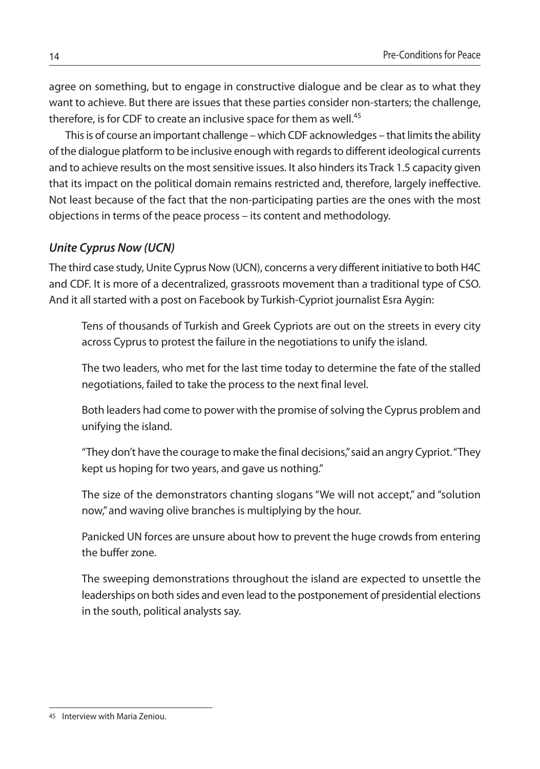agree on something, but to engage in constructive dialogue and be clear as to what they want to achieve. But there are issues that these parties consider non-starters; the challenge, therefore, is for CDF to create an inclusive space for them as well.[45]

This is of course an important challenge – which CDF acknowledges – that limits the ability of the dialogue platform to be inclusive enough with regards to different ideological currents and to achieve results on the most sensitive issues. It also hinders its Track 1.5 capacity given that its impact on the political domain remains restricted and, therefore, largely ineffective. Not least because of the fact that the non-participating parties are the ones with the most objections in terms of the peace process – its content and methodology.

### *Unite Cyprus Now (UCN)*

The third case study, Unite Cyprus Now (UCN), concerns a very different initiative to both H4C and CDF. It is more of a decentralized, grassroots movement than a traditional type of CSO. And it all started with a post on Facebook by Turkish-Cypriot journalist Esra Aygin:

> Tens of thousands of Turkish and Greek Cypriots are out on the streets in every city across Cyprus to protest the failure in the negotiations to unify the island.
>
> The two leaders, who met for the last time today to determine the fate of the stalled negotiations, failed to take the process to the next final level.
>
> Both leaders had come to power with the promise of solving the Cyprus problem and unifying the island.
>
> "They don't have the courage to make the final decisions," said an angry Cypriot. "They kept us hoping for two years, and gave us nothing."
>
> The size of the demonstrators chanting slogans "We will not accept," and "solution now," and waving olive branches is multiplying by the hour.
>
> Panicked UN forces are unsure about how to prevent the huge crowds from entering the buffer zone.
>
> The sweeping demonstrations throughout the island are expected to unsettle the leaderships on both sides and even lead to the postponement of presidential elections in the south, political analysts say.

---

[45] Interview with Maria Zeniou.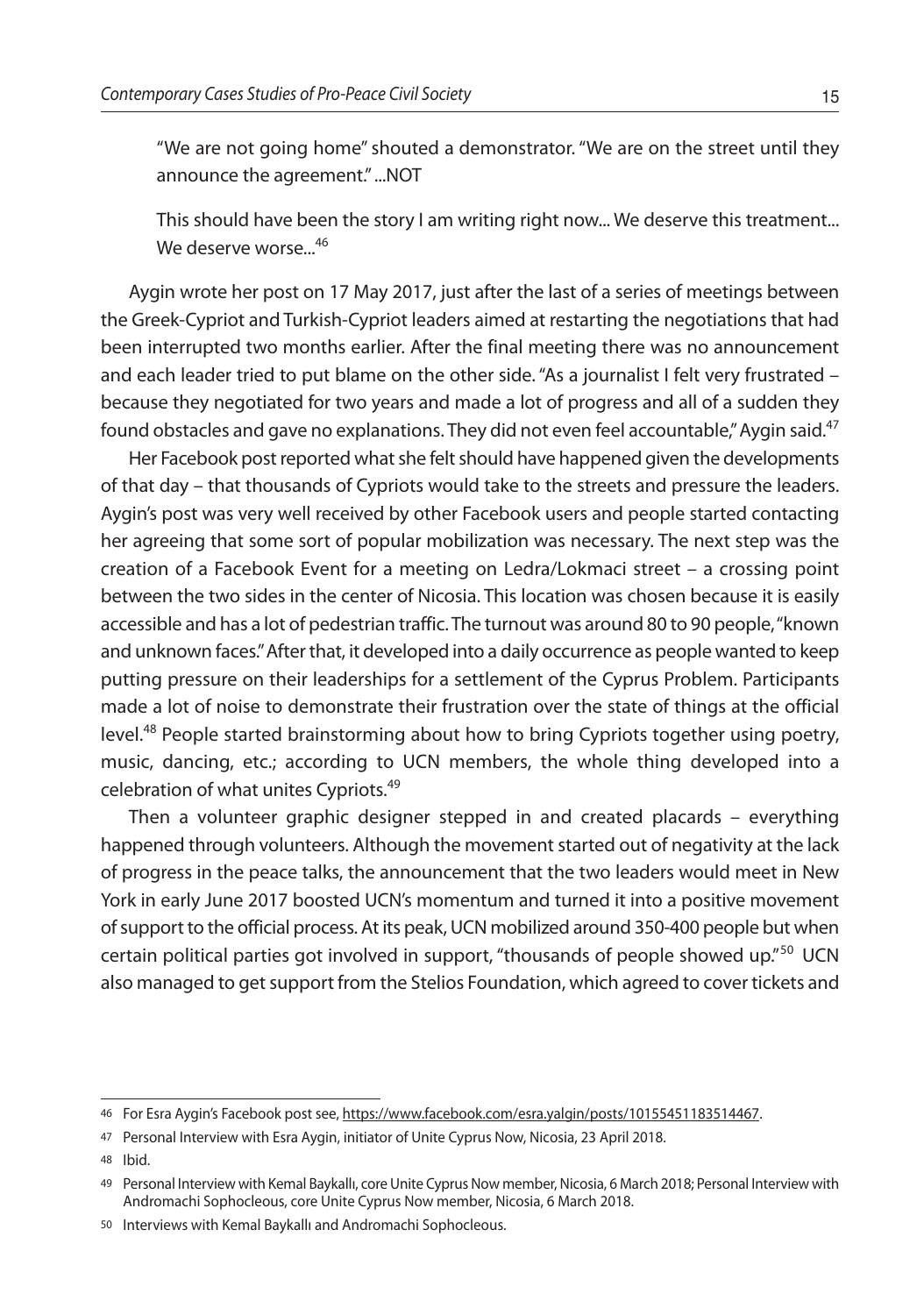> "We are not going home" shouted a demonstrator. "We are on the street until they announce the agreement." ...NOT
>
> This should have been the story I am writing right now... We deserve this treatment... We deserve worse...[46]

Aygin wrote her post on 17 May 2017, just after the last of a series of meetings between the Greek-Cypriot and Turkish-Cypriot leaders aimed at restarting the negotiations that had been interrupted two months earlier. After the final meeting there was no announcement and each leader tried to put blame on the other side. "As a journalist I felt very frustrated – because they negotiated for two years and made a lot of progress and all of a sudden they found obstacles and gave no explanations. They did not even feel accountable," Aygin said.[47]

Her Facebook post reported what she felt should have happened given the developments of that day – that thousands of Cypriots would take to the streets and pressure the leaders. Aygin's post was very well received by other Facebook users and people started contacting her agreeing that some sort of popular mobilization was necessary. The next step was the creation of a Facebook Event for a meeting on Ledra/Lokmaci street – a crossing point between the two sides in the center of Nicosia. This location was chosen because it is easily accessible and has a lot of pedestrian traffic. The turnout was around 80 to 90 people, "known and unknown faces." After that, it developed into a daily occurrence as people wanted to keep putting pressure on their leaderships for a settlement of the Cyprus Problem. Participants made a lot of noise to demonstrate their frustration over the state of things at the official level.[48] People started brainstorming about how to bring Cypriots together using poetry, music, dancing, etc.; according to UCN members, the whole thing developed into a celebration of what unites Cypriots.[49]

Then a volunteer graphic designer stepped in and created placards – everything happened through volunteers. Although the movement started out of negativity at the lack of progress in the peace talks, the announcement that the two leaders would meet in New York in early June 2017 boosted UCN's momentum and turned it into a positive movement of support to the official process. At its peak, UCN mobilized around 350-400 people but when certain political parties got involved in support, "thousands of people showed up."[50] UCN also managed to get support from the Stelios Foundation, which agreed to cover tickets and

---

46 For Esra Aygin's Facebook post see, https://www.facebook.com/esra.yalgin/posts/10155451183514467.

47 Personal Interview with Esra Aygin, initiator of Unite Cyprus Now, Nicosia, 23 April 2018.

48 Ibid.

49 Personal Interview with Kemal Baykallı, core Unite Cyprus Now member, Nicosia, 6 March 2018; Personal Interview with Andromachi Sophocleous, core Unite Cyprus Now member, Nicosia, 6 March 2018.

50 Interviews with Kemal Baykallı and Andromachi Sophocleous.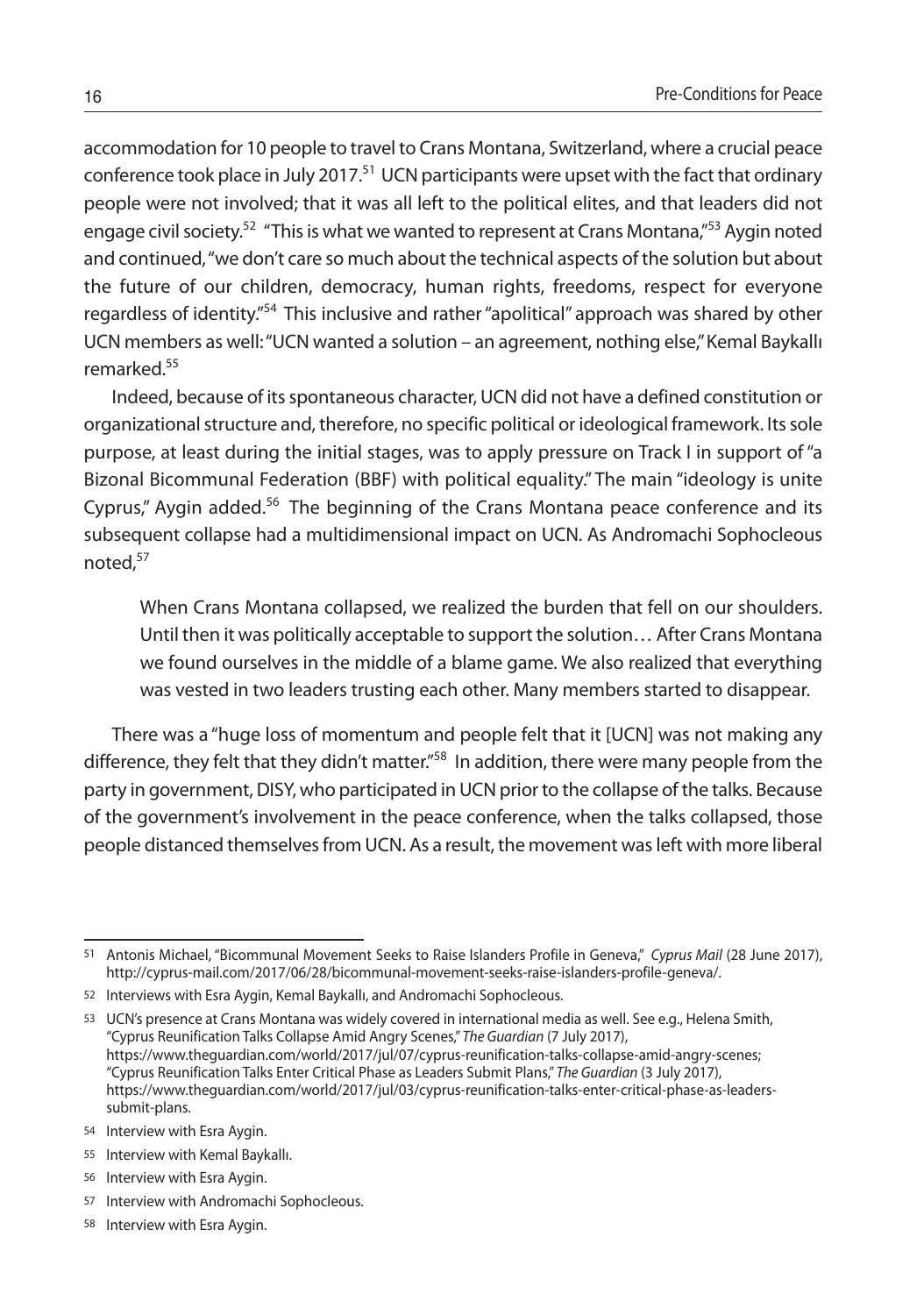accommodation for 10 people to travel to Crans Montana, Switzerland, where a crucial peace conference took place in July 2017.[51] UCN participants were upset with the fact that ordinary people were not involved; that it was all left to the political elites, and that leaders did not engage civil society.[52] "This is what we wanted to represent at Crans Montana,"[53] Aygin noted and continued, "we don't care so much about the technical aspects of the solution but about the future of our children, democracy, human rights, freedoms, respect for everyone regardless of identity."[54] This inclusive and rather "apolitical" approach was shared by other UCN members as well: "UCN wanted a solution – an agreement, nothing else," Kemal Baykallı remarked.[55]

Indeed, because of its spontaneous character, UCN did not have a defined constitution or organizational structure and, therefore, no specific political or ideological framework. Its sole purpose, at least during the initial stages, was to apply pressure on Track I in support of "a Bizonal Bicommunal Federation (BBF) with political equality." The main "ideology is unite Cyprus," Aygin added.[56] The beginning of the Crans Montana peace conference and its subsequent collapse had a multidimensional impact on UCN. As Andromachi Sophocleous noted,[57]

> When Crans Montana collapsed, we realized the burden that fell on our shoulders. Until then it was politically acceptable to support the solution… After Crans Montana we found ourselves in the middle of a blame game. We also realized that everything was vested in two leaders trusting each other. Many members started to disappear.

There was a "huge loss of momentum and people felt that it [UCN] was not making any difference, they felt that they didn't matter."[58] In addition, there were many people from the party in government, DISY, who participated in UCN prior to the collapse of the talks. Because of the government's involvement in the peace conference, when the talks collapsed, those people distanced themselves from UCN. As a result, the movement was left with more liberal

---

51 Antonis Michael, "Bicommunal Movement Seeks to Raise Islanders Profile in Geneva," *Cyprus Mail* (28 June 2017), http://cyprus-mail.com/2017/06/28/bicommunal-movement-seeks-raise-islanders-profile-geneva/.

52 Interviews with Esra Aygin, Kemal Baykallı, and Andromachi Sophocleous.

53 UCN's presence at Crans Montana was widely covered in international media as well. See e.g., Helena Smith, "Cyprus Reunification Talks Collapse Amid Angry Scenes," *The Guardian* (7 July 2017), https://www.theguardian.com/world/2017/jul/07/cyprus-reunification-talks-collapse-amid-angry-scenes; "Cyprus Reunification Talks Enter Critical Phase as Leaders Submit Plans," *The Guardian* (3 July 2017), https://www.theguardian.com/world/2017/jul/03/cyprus-reunification-talks-enter-critical-phase-as-leaders-submit-plans.

54 Interview with Esra Aygin.

55 Interview with Kemal Baykallı.

56 Interview with Esra Aygin.

57 Interview with Andromachi Sophocleous.

58 Interview with Esra Aygin.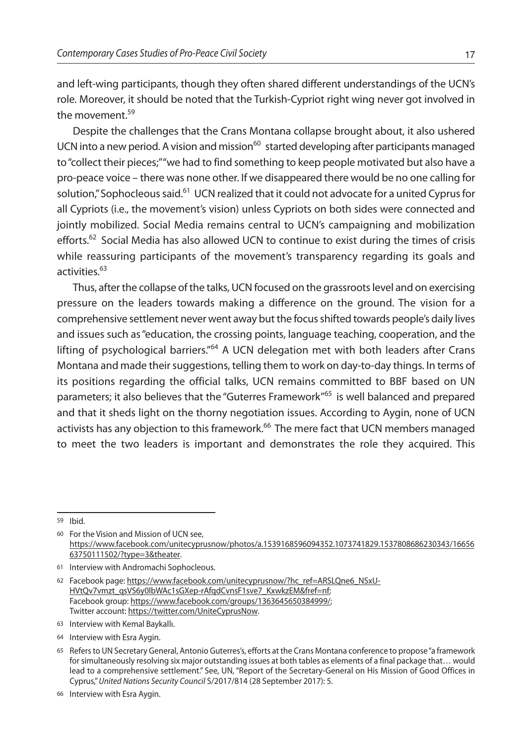and left-wing participants, though they often shared different understandings of the UCN's role. Moreover, it should be noted that the Turkish-Cypriot right wing never got involved in the movement.[59]

Despite the challenges that the Crans Montana collapse brought about, it also ushered UCN into a new period. A vision and mission[60] started developing after participants managed to "collect their pieces;" "we had to find something to keep people motivated but also have a pro-peace voice – there was none other. If we disappeared there would be no one calling for solution," Sophocleous said.[61] UCN realized that it could not advocate for a united Cyprus for all Cypriots (i.e., the movement's vision) unless Cypriots on both sides were connected and jointly mobilized. Social Media remains central to UCN's campaigning and mobilization efforts.[62] Social Media has also allowed UCN to continue to exist during the times of crisis while reassuring participants of the movement's transparency regarding its goals and activities.[63]

Thus, after the collapse of the talks, UCN focused on the grassroots level and on exercising pressure on the leaders towards making a difference on the ground. The vision for a comprehensive settlement never went away but the focus shifted towards people's daily lives and issues such as "education, the crossing points, language teaching, cooperation, and the lifting of psychological barriers."[64] A UCN delegation met with both leaders after Crans Montana and made their suggestions, telling them to work on day-to-day things. In terms of its positions regarding the official talks, UCN remains committed to BBF based on UN parameters; it also believes that the "Guterres Framework"[65] is well balanced and prepared and that it sheds light on the thorny negotiation issues. According to Aygin, none of UCN activists has any objection to this framework.[66] The mere fact that UCN members managed to meet the two leaders is important and demonstrates the role they acquired. This

---

59 Ibid.

60 For the Vision and Mission of UCN see, https://www.facebook.com/unitecyprusnow/photos/a.1539168596094352.1073741829.1537808686230343/1665663750111502/?type=3&theater.

61 Interview with Andromachi Sophocleous.

62 Facebook page: https://www.facebook.com/unitecyprusnow/?hc_ref=ARSLQne6_NSxU-HVtQv7vmzt_qsVS6y0lbWAc1sGXep-rAfqdCvnsF1sve7_KxwkzEM&fref=nf; Facebook group: https://www.facebook.com/groups/1363645650384999/; Twitter account: https://twitter.com/UniteCyprusNow.

63 Interview with Kemal Baykallı.

64 Interview with Esra Aygin.

65 Refers to UN Secretary General, Antonio Guterres's, efforts at the Crans Montana conference to propose "a framework for simultaneously resolving six major outstanding issues at both tables as elements of a final package that… would lead to a comprehensive settlement." See, UN, "Report of the Secretary-General on His Mission of Good Offices in Cyprus," *United Nations Security Council* S/2017/814 (28 September 2017): 5.

66 Interview with Esra Aygin.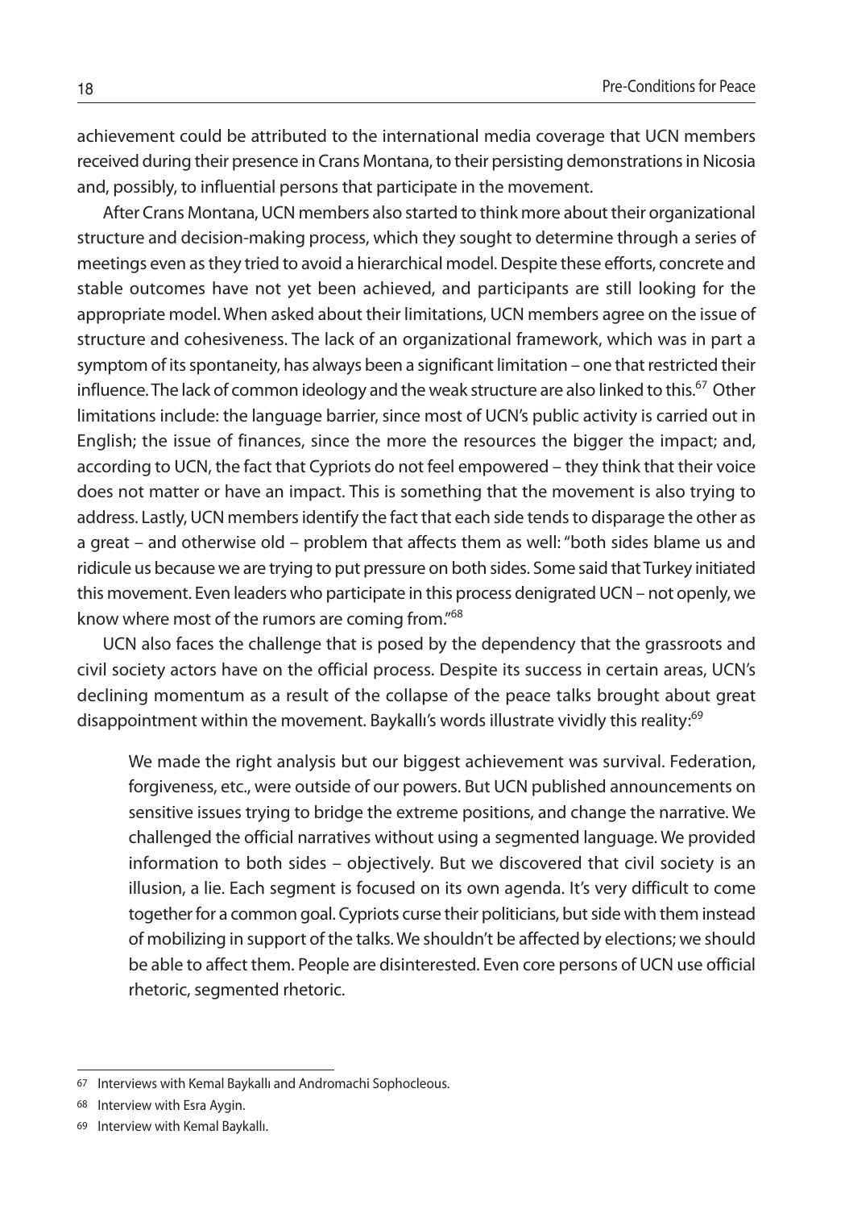achievement could be attributed to the international media coverage that UCN members received during their presence in Crans Montana, to their persisting demonstrations in Nicosia and, possibly, to influential persons that participate in the movement.

After Crans Montana, UCN members also started to think more about their organizational structure and decision-making process, which they sought to determine through a series of meetings even as they tried to avoid a hierarchical model. Despite these efforts, concrete and stable outcomes have not yet been achieved, and participants are still looking for the appropriate model. When asked about their limitations, UCN members agree on the issue of structure and cohesiveness. The lack of an organizational framework, which was in part a symptom of its spontaneity, has always been a significant limitation – one that restricted their influence. The lack of common ideology and the weak structure are also linked to this.[67] Other limitations include: the language barrier, since most of UCN's public activity is carried out in English; the issue of finances, since the more the resources the bigger the impact; and, according to UCN, the fact that Cypriots do not feel empowered – they think that their voice does not matter or have an impact. This is something that the movement is also trying to address. Lastly, UCN members identify the fact that each side tends to disparage the other as a great – and otherwise old – problem that affects them as well: "both sides blame us and ridicule us because we are trying to put pressure on both sides. Some said that Turkey initiated this movement. Even leaders who participate in this process denigrated UCN – not openly, we know where most of the rumors are coming from."[68]

UCN also faces the challenge that is posed by the dependency that the grassroots and civil society actors have on the official process. Despite its success in certain areas, UCN's declining momentum as a result of the collapse of the peace talks brought about great disappointment within the movement. Baykallı's words illustrate vividly this reality:[69]

> We made the right analysis but our biggest achievement was survival. Federation, forgiveness, etc., were outside of our powers. But UCN published announcements on sensitive issues trying to bridge the extreme positions, and change the narrative. We challenged the official narratives without using a segmented language. We provided information to both sides – objectively. But we discovered that civil society is an illusion, a lie. Each segment is focused on its own agenda. It's very difficult to come together for a common goal. Cypriots curse their politicians, but side with them instead of mobilizing in support of the talks. We shouldn't be affected by elections; we should be able to affect them. People are disinterested. Even core persons of UCN use official rhetoric, segmented rhetoric.

---

67 Interviews with Kemal Baykallı and Andromachi Sophocleous.

68 Interview with Esra Aygin.

69 Interview with Kemal Baykallı.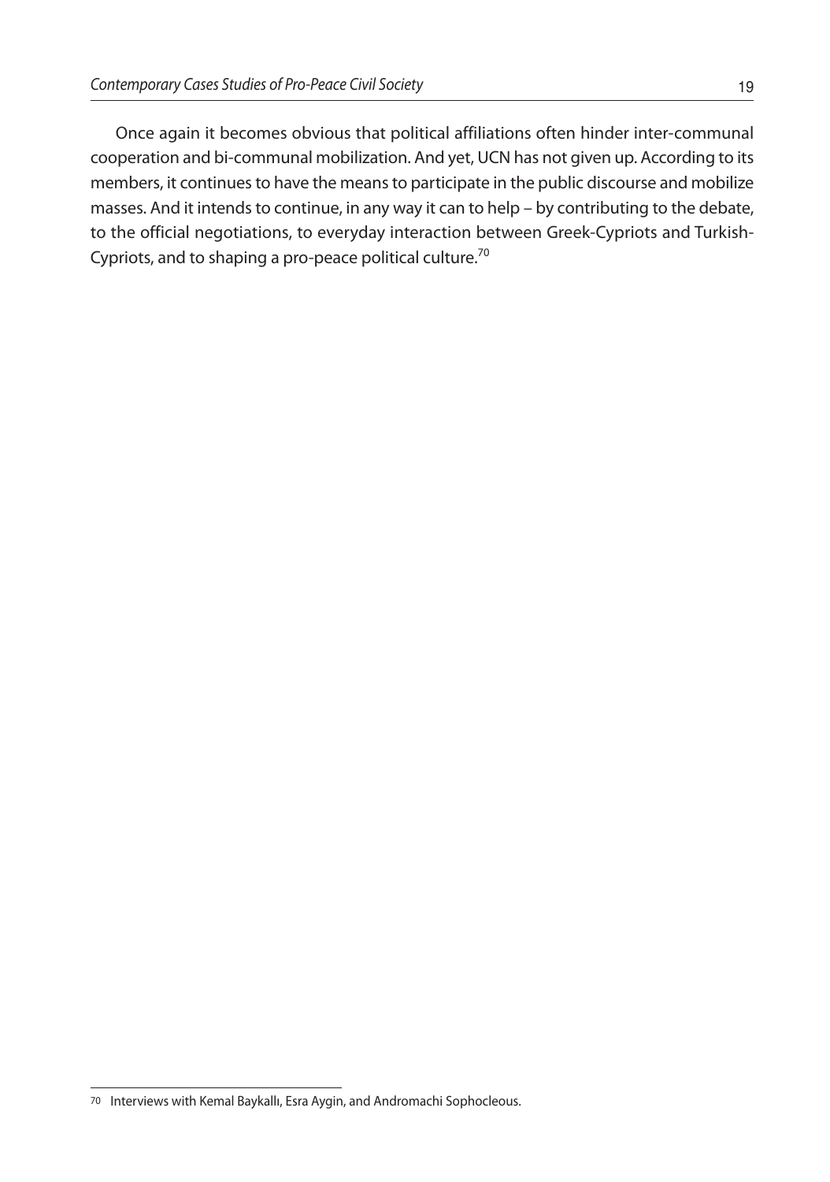Once again it becomes obvious that political affiliations often hinder inter-communal cooperation and bi-communal mobilization. And yet, UCN has not given up. According to its members, it continues to have the means to participate in the public discourse and mobilize masses. And it intends to continue, in any way it can to help – by contributing to the debate, to the official negotiations, to everyday interaction between Greek-Cypriots and Turkish-Cypriots, and to shaping a pro-peace political culture.[70]

---

70 Interviews with Kemal Baykallı, Esra Aygin, and Andromachi Sophocleous.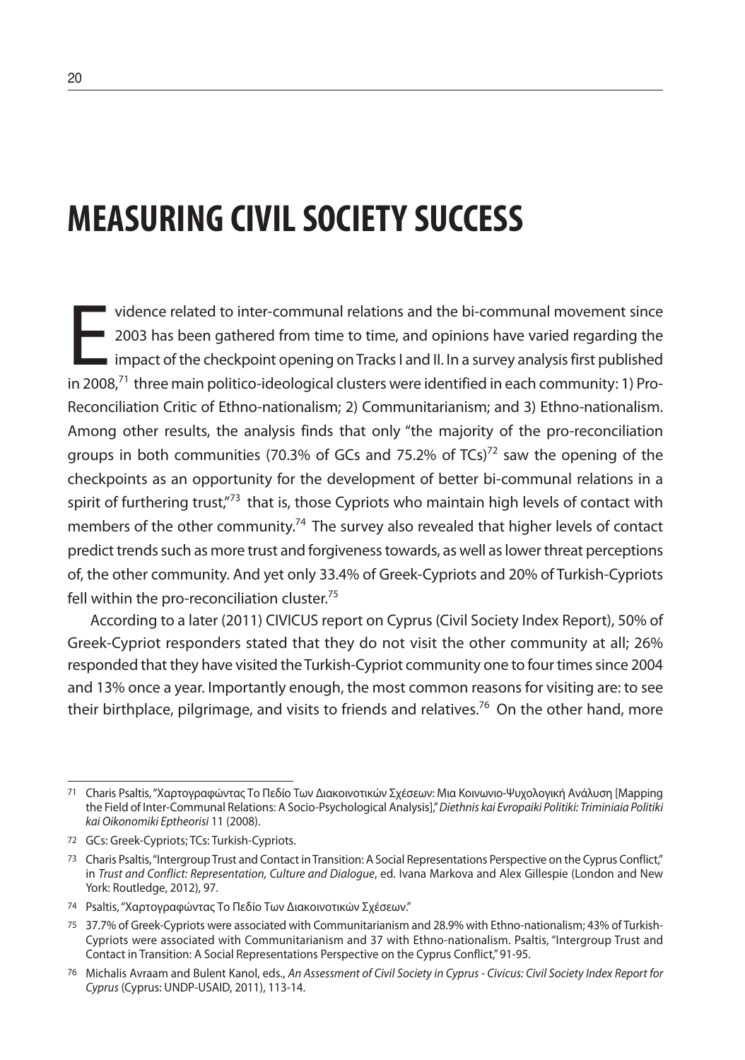# MEASURING CIVIL SOCIETY SUCCESS

Evidence related to inter-communal relations and the bi-communal movement since 2003 has been gathered from time to time, and opinions have varied regarding the impact of the checkpoint opening on Tracks I and II. In a survey analysis first published in 2008,[71] three main politico-ideological clusters were identified in each community: 1) Pro-Reconciliation Critic of Ethno-nationalism; 2) Communitarianism; and 3) Ethno-nationalism. Among other results, the analysis finds that only "the majority of the pro-reconciliation groups in both communities (70.3% of GCs and 75.2% of TCs)[72] saw the opening of the checkpoints as an opportunity for the development of better bi-communal relations in a spirit of furthering trust,"[73] that is, those Cypriots who maintain high levels of contact with members of the other community.[74] The survey also revealed that higher levels of contact predict trends such as more trust and forgiveness towards, as well as lower threat perceptions of, the other community. And yet only 33.4% of Greek-Cypriots and 20% of Turkish-Cypriots fell within the pro-reconciliation cluster.[75]

According to a later (2011) CIVICUS report on Cyprus (Civil Society Index Report), 50% of Greek-Cypriot responders stated that they do not visit the other community at all; 26% responded that they have visited the Turkish-Cypriot community one to four times since 2004 and 13% once a year. Importantly enough, the most common reasons for visiting are: to see their birthplace, pilgrimage, and visits to friends and relatives.[76] On the other hand, more

---

71 Charis Psaltis, "Χαρτογραφώντας Το Πεδίο Των Διακοινοτικών Σχέσεων: Μια Κοινωνιο-Ψυχολογική Ανάλυση [Mapping the Field of Inter-Communal Relations: A Socio-Psychological Analysis]," *Diethnis kai Evropaiki Politiki: Triminiaia Politiki kai Oikonomiki Eptheorisi* 11 (2008).

72 GCs: Greek-Cypriots; TCs: Turkish-Cypriots.

73 Charis Psaltis, "Intergroup Trust and Contact in Transition: A Social Representations Perspective on the Cyprus Conflict," in *Trust and Conflict: Representation, Culture and Dialogue*, ed. Ivana Markova and Alex Gillespie (London and New York: Routledge, 2012), 97.

74 Psaltis, "Χαρτογραφώντας Το Πεδίο Των Διακοινοτικών Σχέσεων."

75 37.7% of Greek-Cypriots were associated with Communitarianism and 28.9% with Ethno-nationalism; 43% of Turkish-Cypriots were associated with Communitarianism and 37 with Ethno-nationalism. Psaltis, "Intergroup Trust and Contact in Transition: A Social Representations Perspective on the Cyprus Conflict," 91-95.

76 Michalis Avraam and Bulent Kanol, eds., *An Assessment of Civil Society in Cyprus - Civicus: Civil Society Index Report for Cyprus* (Cyprus: UNDP-USAID, 2011), 113-14.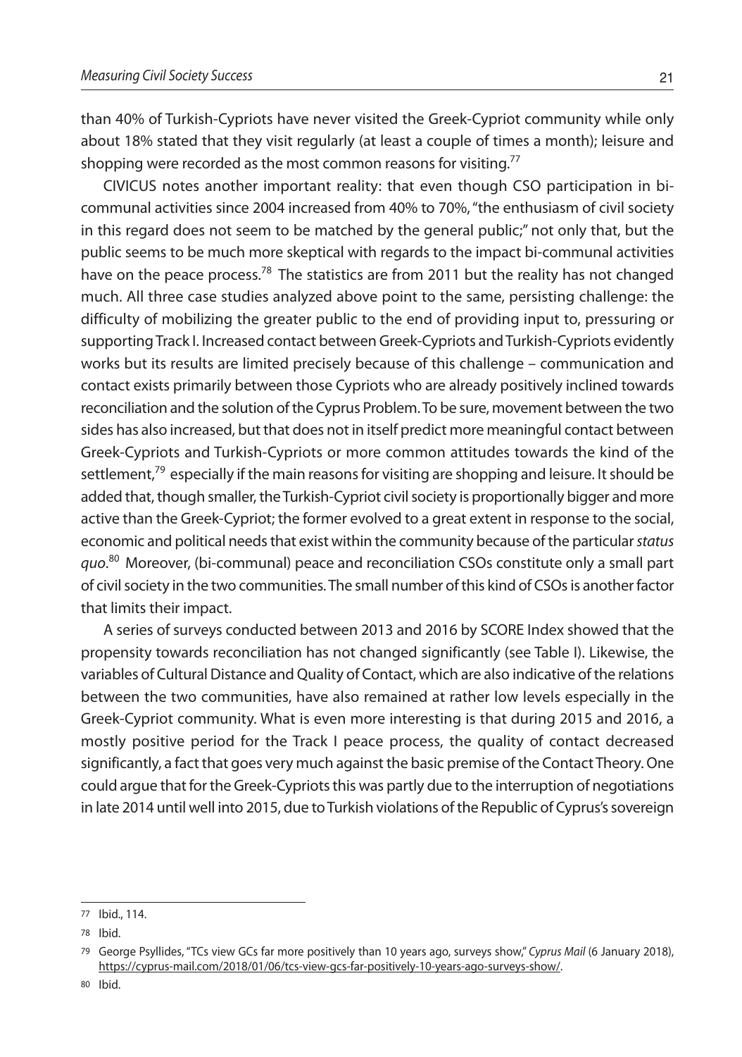than 40% of Turkish-Cypriots have never visited the Greek-Cypriot community while only about 18% stated that they visit regularly (at least a couple of times a month); leisure and shopping were recorded as the most common reasons for visiting.[77]

CIVICUS notes another important reality: that even though CSO participation in bi-communal activities since 2004 increased from 40% to 70%, "the enthusiasm of civil society in this regard does not seem to be matched by the general public;" not only that, but the public seems to be much more skeptical with regards to the impact bi-communal activities have on the peace process.[78] The statistics are from 2011 but the reality has not changed much. All three case studies analyzed above point to the same, persisting challenge: the difficulty of mobilizing the greater public to the end of providing input to, pressuring or supporting Track I. Increased contact between Greek-Cypriots and Turkish-Cypriots evidently works but its results are limited precisely because of this challenge – communication and contact exists primarily between those Cypriots who are already positively inclined towards reconciliation and the solution of the Cyprus Problem. To be sure, movement between the two sides has also increased, but that does not in itself predict more meaningful contact between Greek-Cypriots and Turkish-Cypriots or more common attitudes towards the kind of the settlement,[79] especially if the main reasons for visiting are shopping and leisure. It should be added that, though smaller, the Turkish-Cypriot civil society is proportionally bigger and more active than the Greek-Cypriot; the former evolved to a great extent in response to the social, economic and political needs that exist within the community because of the particular *status quo*.[80] Moreover, (bi-communal) peace and reconciliation CSOs constitute only a small part of civil society in the two communities. The small number of this kind of CSOs is another factor that limits their impact.

A series of surveys conducted between 2013 and 2016 by SCORE Index showed that the propensity towards reconciliation has not changed significantly (see Table I). Likewise, the variables of Cultural Distance and Quality of Contact, which are also indicative of the relations between the two communities, have also remained at rather low levels especially in the Greek-Cypriot community. What is even more interesting is that during 2015 and 2016, a mostly positive period for the Track I peace process, the quality of contact decreased significantly, a fact that goes very much against the basic premise of the Contact Theory. One could argue that for the Greek-Cypriots this was partly due to the interruption of negotiations in late 2014 until well into 2015, due to Turkish violations of the Republic of Cyprus's sovereign

---

77 Ibid., 114.

78 Ibid.

79 George Psyllides, "TCs view GCs far more positively than 10 years ago, surveys show," *Cyprus Mail* (6 January 2018), https://cyprus-mail.com/2018/01/06/tcs-view-gcs-far-positively-10-years-ago-surveys-show/.

80 Ibid.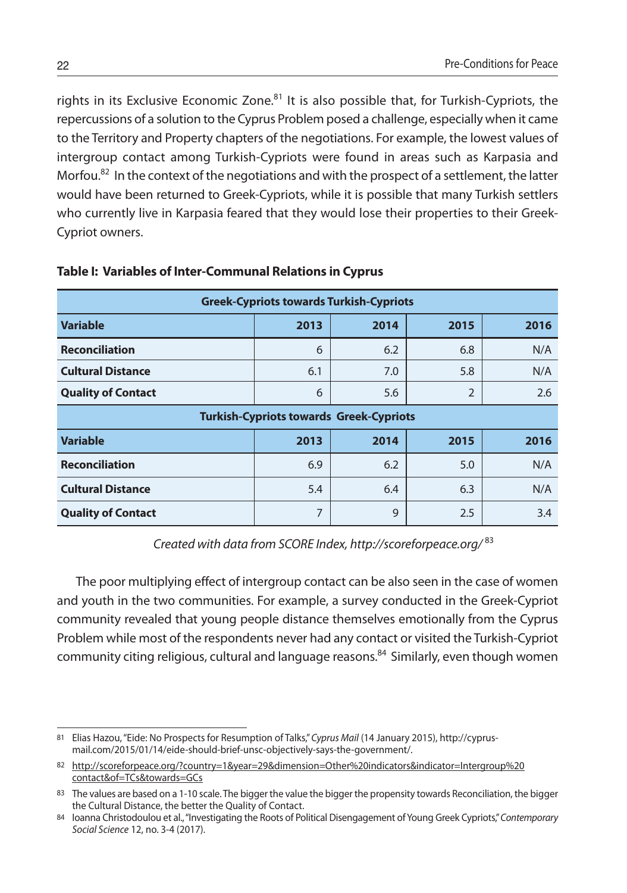rights in its Exclusive Economic Zone.[81] It is also possible that, for Turkish-Cypriots, the repercussions of a solution to the Cyprus Problem posed a challenge, especially when it came to the Territory and Property chapters of the negotiations. For example, the lowest values of intergroup contact among Turkish-Cypriots were found in areas such as Karpasia and Morfou.[82] In the context of the negotiations and with the prospect of a settlement, the latter would have been returned to Greek-Cypriots, while it is possible that many Turkish settlers who currently live in Karpasia feared that they would lose their properties to their Greek-Cypriot owners.

**Table I: Variables of Inter-Communal Relations in Cyprus**

| **Greek-Cypriots towards Turkish-Cypriots** | | | | |
|---|---|---|---|---|
| **Variable** | **2013** | **2014** | **2015** | **2016** |
| **Reconciliation** | 6 | 6.2 | 6.8 | N/A |
| **Cultural Distance** | 6.1 | 7.0 | 5.8 | N/A |
| **Quality of Contact** | 6 | 5.6 | 2 | 2.6 |
| **Turkish-Cypriots towards Greek-Cypriots** | | | | |
| **Variable** | **2013** | **2014** | **2015** | **2016** |
| **Reconciliation** | 6.9 | 6.2 | 5.0 | N/A |
| **Cultural Distance** | 5.4 | 6.4 | 6.3 | N/A |
| **Quality of Contact** | 7 | 9 | 2.5 | 3.4 |

*Created with data from SCORE Index, http://scoreforpeace.org/* [83]

The poor multiplying effect of intergroup contact can be also seen in the case of women and youth in the two communities. For example, a survey conducted in the Greek-Cypriot community revealed that young people distance themselves emotionally from the Cyprus Problem while most of the respondents never had any contact or visited the Turkish-Cypriot community citing religious, cultural and language reasons.[84] Similarly, even though women

---

81 Elias Hazou, "Eide: No Prospects for Resumption of Talks," *Cyprus Mail* (14 January 2015), http://cyprus-mail.com/2015/01/14/eide-should-brief-unsc-objectively-says-the-government/.

82 http://scoreforpeace.org/?country=1&year=29&dimension=Other%20indicators&indicator=Intergroup%20contact&of=TCs&towards=GCs

83 The values are based on a 1-10 scale. The bigger the value the bigger the propensity towards Reconciliation, the bigger the Cultural Distance, the better the Quality of Contact.

84 Ioanna Christodoulou et al., "Investigating the Roots of Political Disengagement of Young Greek Cypriots," *Contemporary Social Science* 12, no. 3-4 (2017).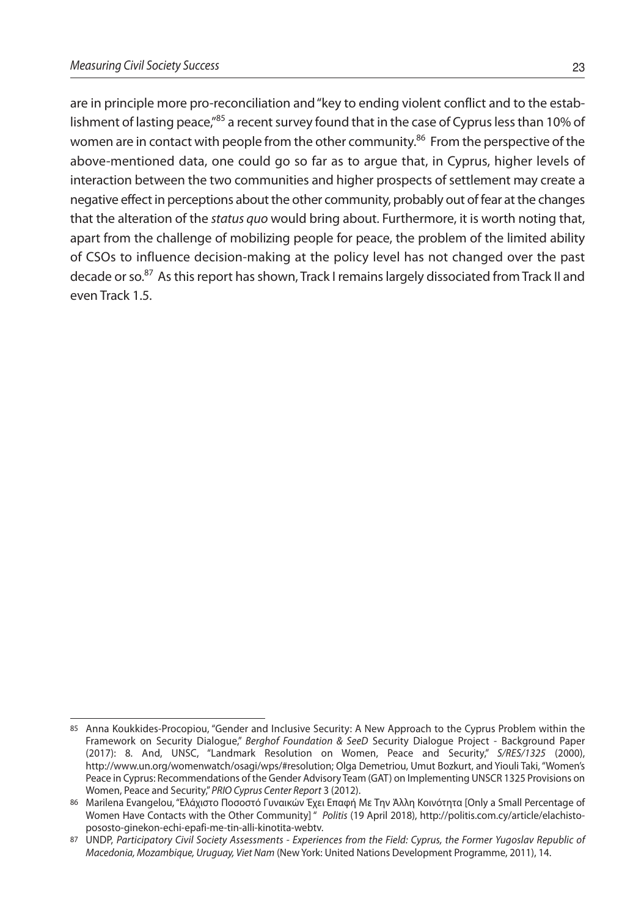are in principle more pro-reconciliation and "key to ending violent conflict and to the establishment of lasting peace,"[85] a recent survey found that in the case of Cyprus less than 10% of women are in contact with people from the other community.[86] From the perspective of the above-mentioned data, one could go so far as to argue that, in Cyprus, higher levels of interaction between the two communities and higher prospects of settlement may create a negative effect in perceptions about the other community, probably out of fear at the changes that the alteration of the *status quo* would bring about. Furthermore, it is worth noting that, apart from the challenge of mobilizing people for peace, the problem of the limited ability of CSOs to influence decision-making at the policy level has not changed over the past decade or so.[87] As this report has shown, Track I remains largely dissociated from Track II and even Track 1.5.

---

85 Anna Koukkides-Procopiou, "Gender and Inclusive Security: A New Approach to the Cyprus Problem within the Framework on Security Dialogue," *Berghof Foundation & SeeD* Security Dialogue Project - Background Paper (2017): 8. And, UNSC, "Landmark Resolution on Women, Peace and Security," *S/RES/1325* (2000), http://www.un.org/womenwatch/osagi/wps/#resolution; Olga Demetriou, Umut Bozkurt, and Yiouli Taki, "Women's Peace in Cyprus: Recommendations of the Gender Advisory Team (GAT) on Implementing UNSCR 1325 Provisions on Women, Peace and Security," *PRIO Cyprus Center Report* 3 (2012).

86 Marilena Evangelou, "Ελάχιστο Ποσοστό Γυναικών Έχει Επαφή Με Την Άλλη Κοινότητα [Only a Small Percentage of Women Have Contacts with the Other Community] " *Politis* (19 April 2018), http://politis.com.cy/article/elachisto-pososto-ginekon-echi-epafi-me-tin-alli-kinotita-webtv.

87 UNDP, *Participatory Civil Society Assessments - Experiences from the Field: Cyprus, the Former Yugoslav Republic of Macedonia, Mozambique, Uruguay, Viet Nam* (New York: United Nations Development Programme, 2011), 14.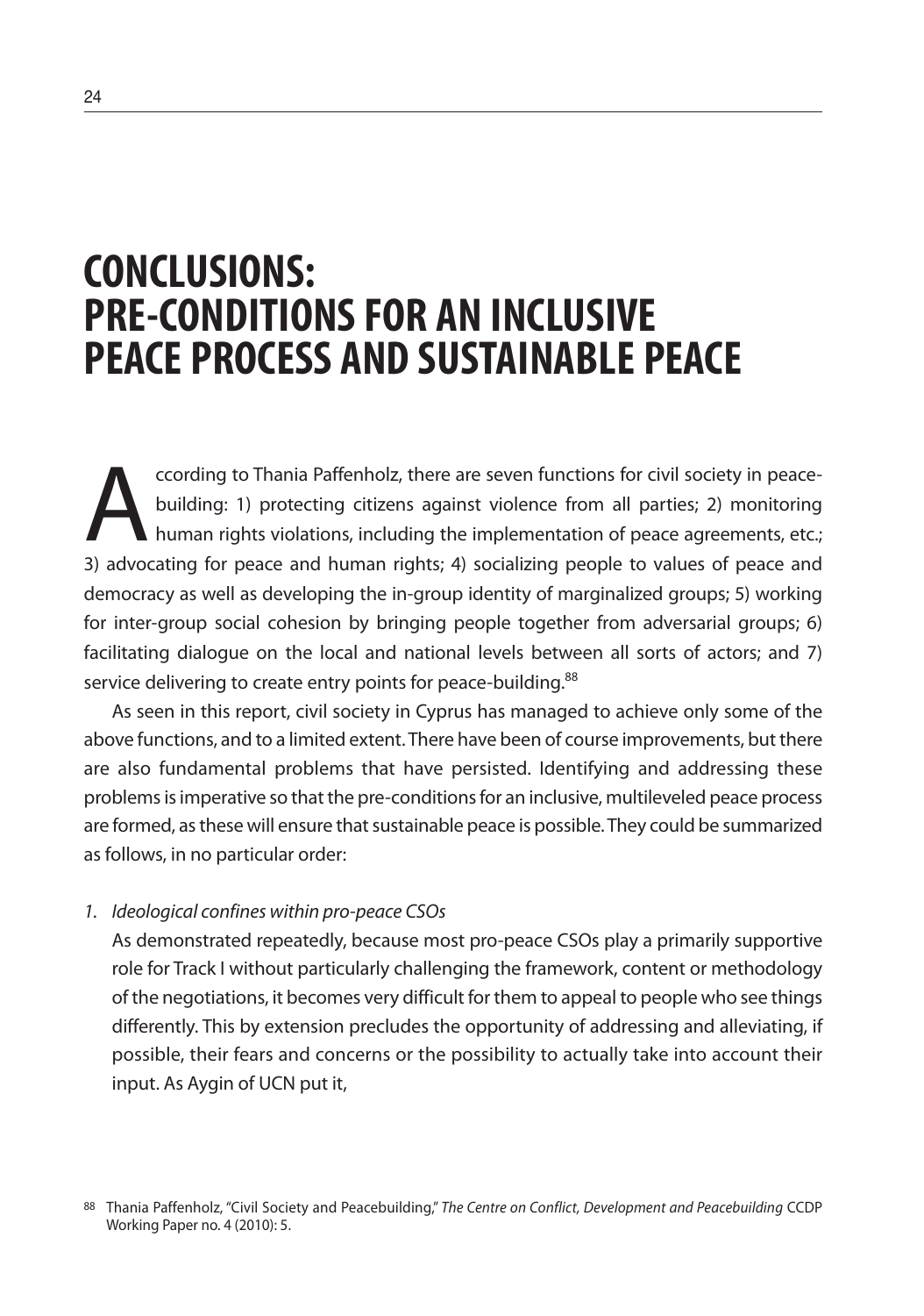# CONCLUSIONS: PRE-CONDITIONS FOR AN INCLUSIVE PEACE PROCESS AND SUSTAINABLE PEACE

According to Thania Paffenholz, there are seven functions for civil society in peace-building: 1) protecting citizens against violence from all parties; 2) monitoring human rights violations, including the implementation of peace agreements, etc.; 3) advocating for peace and human rights; 4) socializing people to values of peace and democracy as well as developing the in-group identity of marginalized groups; 5) working for inter-group social cohesion by bringing people together from adversarial groups; 6) facilitating dialogue on the local and national levels between all sorts of actors; and 7) service delivering to create entry points for peace-building.[88]

As seen in this report, civil society in Cyprus has managed to achieve only some of the above functions, and to a limited extent. There have been of course improvements, but there are also fundamental problems that have persisted. Identifying and addressing these problems is imperative so that the pre-conditions for an inclusive, multileveled peace process are formed, as these will ensure that sustainable peace is possible. They could be summarized as follows, in no particular order:

1. *Ideological confines within pro-peace CSOs*

   As demonstrated repeatedly, because most pro-peace CSOs play a primarily supportive role for Track I without particularly challenging the framework, content or methodology of the negotiations, it becomes very difficult for them to appeal to people who see things differently. This by extension precludes the opportunity of addressing and alleviating, if possible, their fears and concerns or the possibility to actually take into account their input. As Aygin of UCN put it,

[88] Thania Paffenholz, "Civil Society and Peacebuilding," *The Centre on Conflict, Development and Peacebuilding* CCDP Working Paper no. 4 (2010): 5.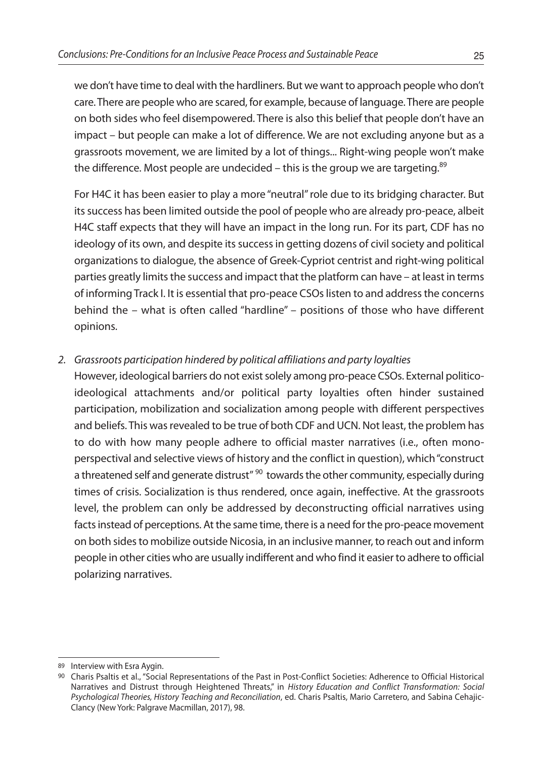we don't have time to deal with the hardliners. But we want to approach people who don't care. There are people who are scared, for example, because of language. There are people on both sides who feel disempowered. There is also this belief that people don't have an impact – but people can make a lot of difference. We are not excluding anyone but as a grassroots movement, we are limited by a lot of things... Right-wing people won't make the difference. Most people are undecided – this is the group we are targeting.[89]

For H4C it has been easier to play a more "neutral" role due to its bridging character. But its success has been limited outside the pool of people who are already pro-peace, albeit H4C staff expects that they will have an impact in the long run. For its part, CDF has no ideology of its own, and despite its success in getting dozens of civil society and political organizations to dialogue, the absence of Greek-Cypriot centrist and right-wing political parties greatly limits the success and impact that the platform can have – at least in terms of informing Track I. It is essential that pro-peace CSOs listen to and address the concerns behind the – what is often called "hardline" – positions of those who have different opinions.

2. *Grassroots participation hindered by political affiliations and party loyalties*

However, ideological barriers do not exist solely among pro-peace CSOs. External politico-ideological attachments and/or political party loyalties often hinder sustained participation, mobilization and socialization among people with different perspectives and beliefs. This was revealed to be true of both CDF and UCN. Not least, the problem has to do with how many people adhere to official master narratives (i.e., often mono-perspectival and selective views of history and the conflict in question), which "construct a threatened self and generate distrust"[90] towards the other community, especially during times of crisis. Socialization is thus rendered, once again, ineffective. At the grassroots level, the problem can only be addressed by deconstructing official narratives using facts instead of perceptions. At the same time, there is a need for the pro-peace movement on both sides to mobilize outside Nicosia, in an inclusive manner, to reach out and inform people in other cities who are usually indifferent and who find it easier to adhere to official polarizing narratives.

---

89 Interview with Esra Aygin.

90 Charis Psaltis et al., "Social Representations of the Past in Post-Conflict Societies: Adherence to Official Historical Narratives and Distrust through Heightened Threats," in *History Education and Conflict Transformation: Social Psychological Theories, History Teaching and Reconciliation*, ed. Charis Psaltis, Mario Carretero, and Sabina Cehajic-Clancy (New York: Palgrave Macmillan, 2017), 98.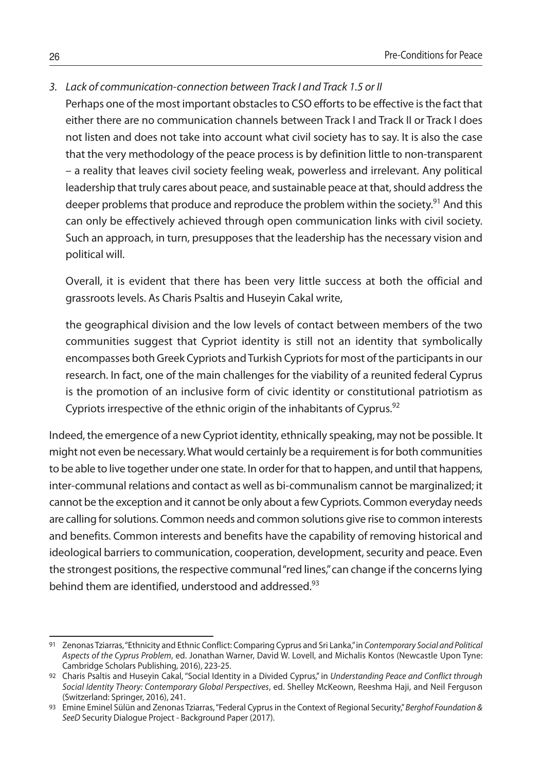3. *Lack of communication-connection between Track I and Track 1.5 or II*

   Perhaps one of the most important obstacles to CSO efforts to be effective is the fact that either there are no communication channels between Track I and Track II or Track I does not listen and does not take into account what civil society has to say. It is also the case that the very methodology of the peace process is by definition little to non-transparent – a reality that leaves civil society feeling weak, powerless and irrelevant. Any political leadership that truly cares about peace, and sustainable peace at that, should address the deeper problems that produce and reproduce the problem within the society.[91] And this can only be effectively achieved through open communication links with civil society. Such an approach, in turn, presupposes that the leadership has the necessary vision and political will.

   Overall, it is evident that there has been very little success at both the official and grassroots levels. As Charis Psaltis and Huseyin Cakal write,

   > the geographical division and the low levels of contact between members of the two communities suggest that Cypriot identity is still not an identity that symbolically encompasses both Greek Cypriots and Turkish Cypriots for most of the participants in our research. In fact, one of the main challenges for the viability of a reunited federal Cyprus is the promotion of an inclusive form of civic identity or constitutional patriotism as Cypriots irrespective of the ethnic origin of the inhabitants of Cyprus.[92]

Indeed, the emergence of a new Cypriot identity, ethnically speaking, may not be possible. It might not even be necessary. What would certainly be a requirement is for both communities to be able to live together under one state. In order for that to happen, and until that happens, inter-communal relations and contact as well as bi-communalism cannot be marginalized; it cannot be the exception and it cannot be only about a few Cypriots. Common everyday needs are calling for solutions. Common needs and common solutions give rise to common interests and benefits. Common interests and benefits have the capability of removing historical and ideological barriers to communication, cooperation, development, security and peace. Even the strongest positions, the respective communal "red lines," can change if the concerns lying behind them are identified, understood and addressed.[93]

---

91 Zenonas Tziarras, "Ethnicity and Ethnic Conflict: Comparing Cyprus and Sri Lanka," in *Contemporary Social and Political Aspects of the Cyprus Problem*, ed. Jonathan Warner, David W. Lovell, and Michalis Kontos (Newcastle Upon Tyne: Cambridge Scholars Publishing, 2016), 223-25.

92 Charis Psaltis and Huseyin Cakal, "Social Identity in a Divided Cyprus," in *Understanding Peace and Conflict through Social Identity Theory: Contemporary Global Perspectives*, ed. Shelley McKeown, Reeshma Haji, and Neil Ferguson (Switzerland: Springer, 2016), 241.

93 Emine Eminel Sülün and Zenonas Tziarras, "Federal Cyprus in the Context of Regional Security," *Berghof Foundation & SeeD* Security Dialogue Project - Background Paper (2017).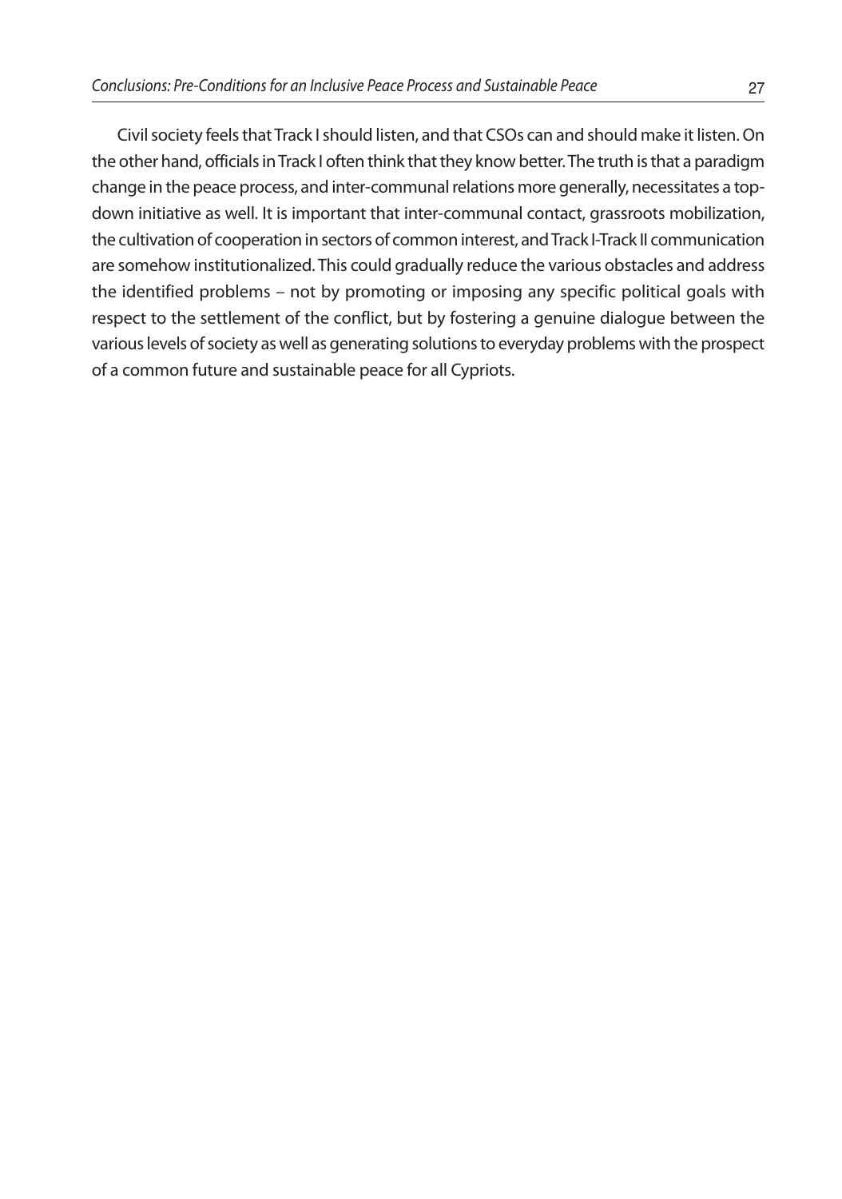Civil society feels that Track I should listen, and that CSOs can and should make it listen. On the other hand, officials in Track I often think that they know better. The truth is that a paradigm change in the peace process, and inter-communal relations more generally, necessitates a top-down initiative as well. It is important that inter-communal contact, grassroots mobilization, the cultivation of cooperation in sectors of common interest, and Track I-Track II communication are somehow institutionalized. This could gradually reduce the various obstacles and address the identified problems – not by promoting or imposing any specific political goals with respect to the settlement of the conflict, but by fostering a genuine dialogue between the various levels of society as well as generating solutions to everyday problems with the prospect of a common future and sustainable peace for all Cypriots.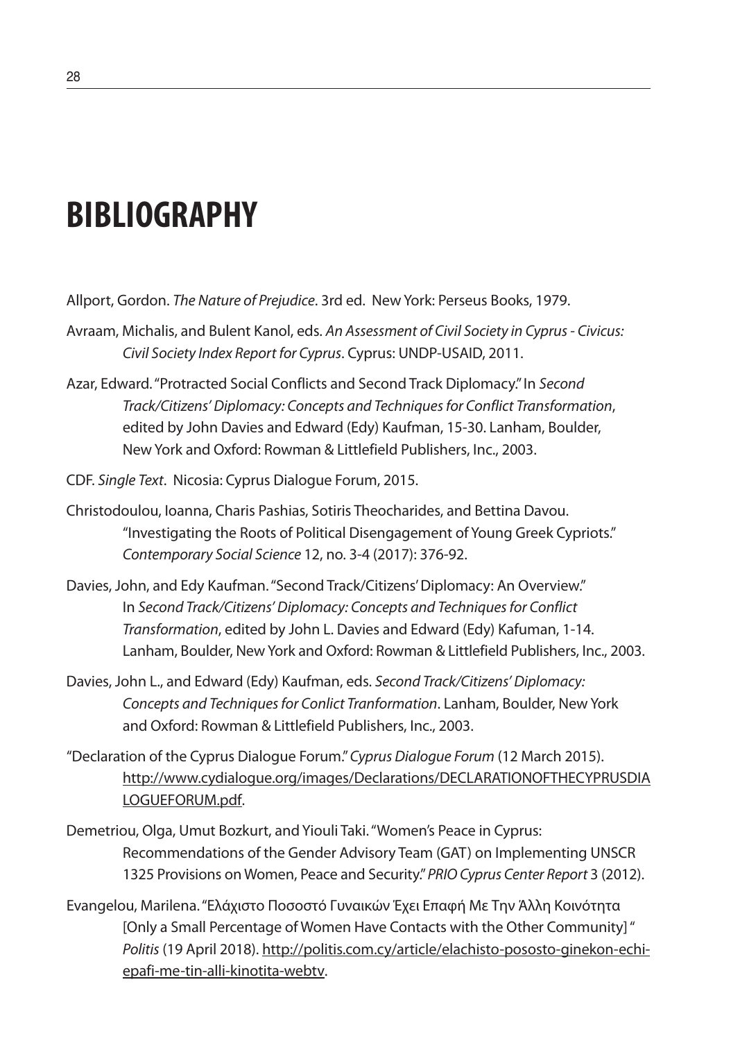# BIBLIOGRAPHY

Allport, Gordon. *The Nature of Prejudice*. 3rd ed. New York: Perseus Books, 1979.

Avraam, Michalis, and Bulent Kanol, eds. *An Assessment of Civil Society in Cyprus - Civicus: Civil Society Index Report for Cyprus*. Cyprus: UNDP-USAID, 2011.

Azar, Edward. "Protracted Social Conflicts and Second Track Diplomacy." In *Second Track/Citizens' Diplomacy: Concepts and Techniques for Conflict Transformation*, edited by John Davies and Edward (Edy) Kaufman, 15-30. Lanham, Boulder, New York and Oxford: Rowman & Littlefield Publishers, Inc., 2003.

CDF. *Single Text*. Nicosia: Cyprus Dialogue Forum, 2015.

Christodoulou, Ioanna, Charis Pashias, Sotiris Theocharides, and Bettina Davou. "Investigating the Roots of Political Disengagement of Young Greek Cypriots." *Contemporary Social Science* 12, no. 3-4 (2017): 376-92.

Davies, John, and Edy Kaufman. "Second Track/Citizens' Diplomacy: An Overview." In *Second Track/Citizens' Diplomacy: Concepts and Techniques for Conflict Transformation*, edited by John L. Davies and Edward (Edy) Kafuman, 1-14. Lanham, Boulder, New York and Oxford: Rowman & Littlefield Publishers, Inc., 2003.

Davies, John L., and Edward (Edy) Kaufman, eds. *Second Track/Citizens' Diplomacy: Concepts and Techniques for Conlict Tranformation*. Lanham, Boulder, New York and Oxford: Rowman & Littlefield Publishers, Inc., 2003.

"Declaration of the Cyprus Dialogue Forum." *Cyprus Dialogue Forum* (12 March 2015). http://www.cydialogue.org/images/Declarations/DECLARATIONOFTHECYPRUSDIALOGUEFORUM.pdf.

Demetriou, Olga, Umut Bozkurt, and Yiouli Taki. "Women's Peace in Cyprus: Recommendations of the Gender Advisory Team (GAT) on Implementing UNSCR 1325 Provisions on Women, Peace and Security." *PRIO Cyprus Center Report* 3 (2012).

Evangelou, Marilena. "Ελάχιστο Ποσοστό Γυναικών Έχει Επαφή Με Την Άλλη Κοινότητα [Only a Small Percentage of Women Have Contacts with the Other Community] " *Politis* (19 April 2018). http://politis.com.cy/article/elachisto-pososto-ginekon-echi-epafi-me-tin-alli-kinotita-webtv.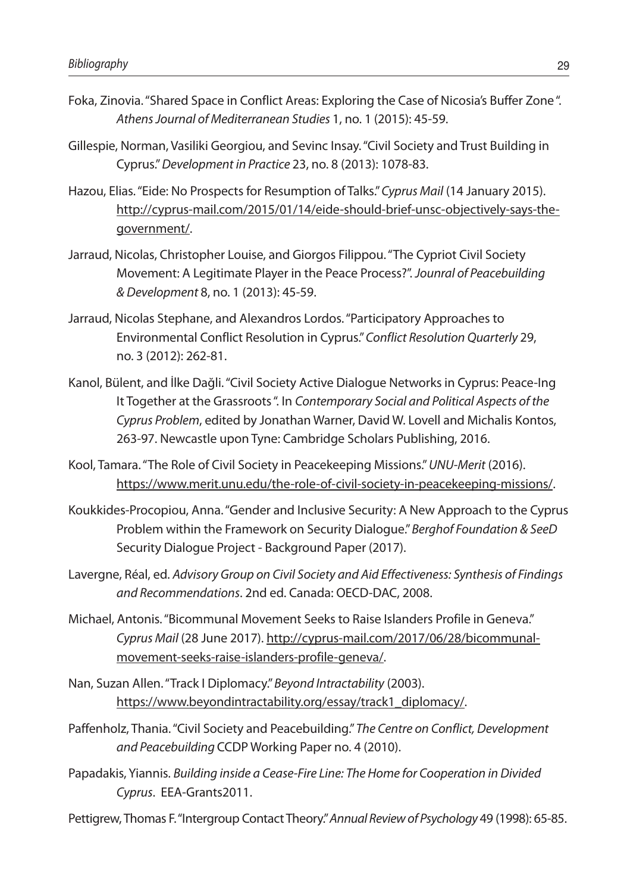Foka, Zinovia. "Shared Space in Conflict Areas: Exploring the Case of Nicosia's Buffer Zone ". *Athens Journal of Mediterranean Studies* 1, no. 1 (2015): 45-59.

Gillespie, Norman, Vasiliki Georgiou, and Sevinc Insay. "Civil Society and Trust Building in Cyprus." *Development in Practice* 23, no. 8 (2013): 1078-83.

Hazou, Elias. "Eide: No Prospects for Resumption of Talks." *Cyprus Mail* (14 January 2015). http://cyprus-mail.com/2015/01/14/eide-should-brief-unsc-objectively-says-the-government/.

Jarraud, Nicolas, Christopher Louise, and Giorgos Filippou. "The Cypriot Civil Society Movement: A Legitimate Player in the Peace Process?". *Jounral of Peacebuilding & Development* 8, no. 1 (2013): 45-59.

Jarraud, Nicolas Stephane, and Alexandros Lordos. "Participatory Approaches to Environmental Conflict Resolution in Cyprus." *Conflict Resolution Quarterly* 29, no. 3 (2012): 262-81.

Kanol, Bülent, and İlke Dağli. "Civil Society Active Dialogue Networks in Cyprus: Peace-Ing It Together at the Grassroots ". In *Contemporary Social and Political Aspects of the Cyprus Problem*, edited by Jonathan Warner, David W. Lovell and Michalis Kontos, 263-97. Newcastle upon Tyne: Cambridge Scholars Publishing, 2016.

Kool, Tamara. "The Role of Civil Society in Peacekeeping Missions." *UNU-Merit* (2016). https://www.merit.unu.edu/the-role-of-civil-society-in-peacekeeping-missions/.

Koukkides-Procopiou, Anna. "Gender and Inclusive Security: A New Approach to the Cyprus Problem within the Framework on Security Dialogue." *Berghof Foundation & SeeD* Security Dialogue Project - Background Paper (2017).

Lavergne, Réal, ed. *Advisory Group on Civil Society and Aid Effectiveness: Synthesis of Findings and Recommendations*. 2nd ed. Canada: OECD-DAC, 2008.

Michael, Antonis. "Bicommunal Movement Seeks to Raise Islanders Profile in Geneva." *Cyprus Mail* (28 June 2017). http://cyprus-mail.com/2017/06/28/bicommunal-movement-seeks-raise-islanders-profile-geneva/.

Nan, Suzan Allen. "Track I Diplomacy." *Beyond Intractability* (2003). https://www.beyondintractability.org/essay/track1_diplomacy/.

Paffenholz, Thania. "Civil Society and Peacebuilding." *The Centre on Conflict, Development and Peacebuilding* CCDP Working Paper no. 4 (2010).

Papadakis, Yiannis. *Building inside a Cease-Fire Line: The Home for Cooperation in Divided Cyprus*. EEA-Grants2011.

Pettigrew, Thomas F. "Intergroup Contact Theory." *Annual Review of Psychology* 49 (1998): 65-85.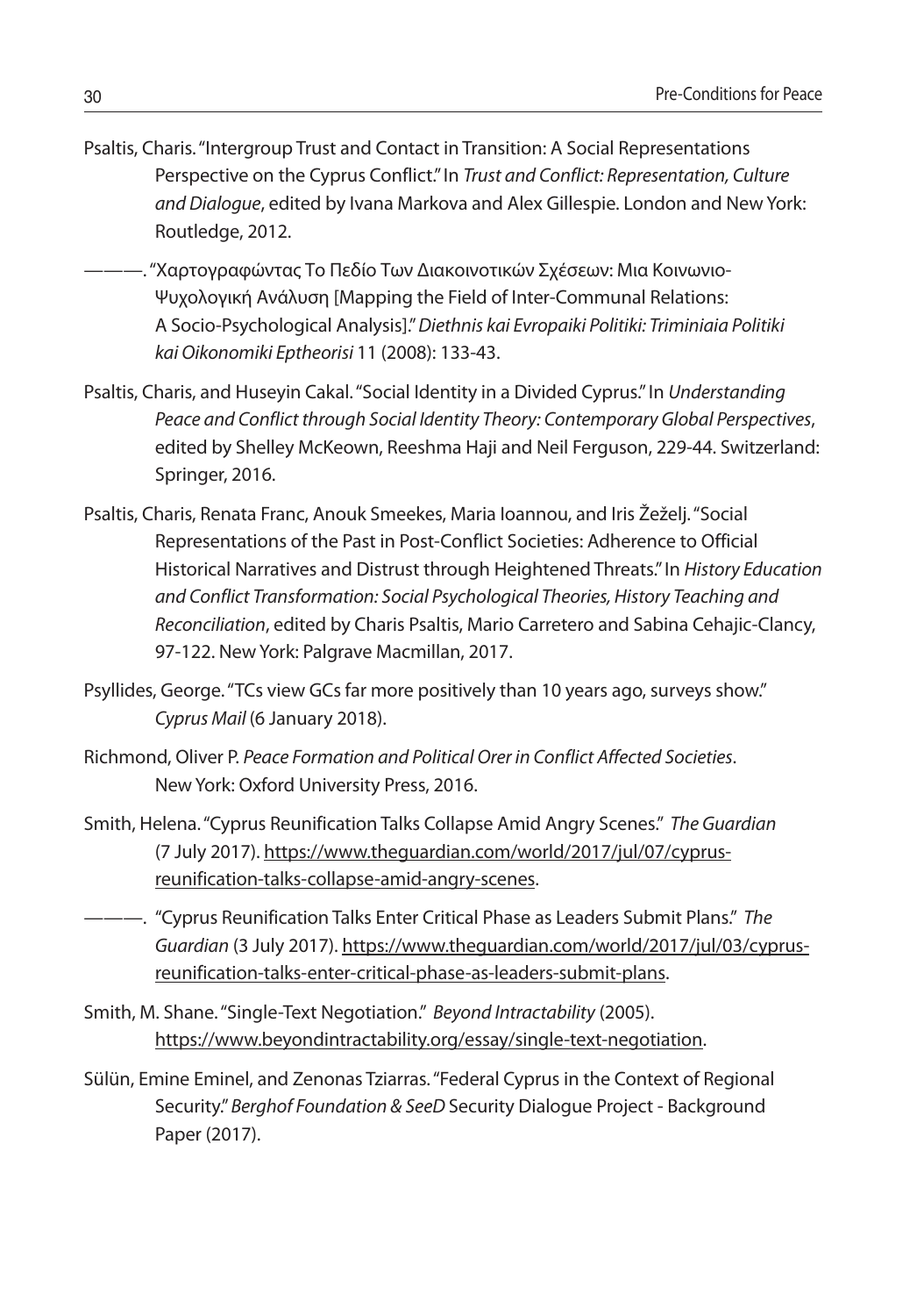Psaltis, Charis. "Intergroup Trust and Contact in Transition: A Social Representations Perspective on the Cyprus Conflict." In *Trust and Conflict: Representation, Culture and Dialogue*, edited by Ivana Markova and Alex Gillespie. London and New York: Routledge, 2012.

———. "Χαρτογραφώντας Το Πεδίο Των Διακοινοτικών Σχέσεων: Μια Κοινωνιο-Ψυχολογική Ανάλυση [Mapping the Field of Inter-Communal Relations: A Socio-Psychological Analysis]." *Diethnis kai Evropaiki Politiki: Triminiaia Politiki kai Oikonomiki Eptheorisi* 11 (2008): 133-43.

Psaltis, Charis, and Huseyin Cakal. "Social Identity in a Divided Cyprus." In *Understanding Peace and Conflict through Social Identity Theory: Contemporary Global Perspectives*, edited by Shelley McKeown, Reeshma Haji and Neil Ferguson, 229-44. Switzerland: Springer, 2016.

Psaltis, Charis, Renata Franc, Anouk Smeekes, Maria Ioannou, and Iris Žeželj. "Social Representations of the Past in Post-Conflict Societies: Adherence to Official Historical Narratives and Distrust through Heightened Threats." In *History Education and Conflict Transformation: Social Psychological Theories, History Teaching and Reconciliation*, edited by Charis Psaltis, Mario Carretero and Sabina Cehajic-Clancy, 97-122. New York: Palgrave Macmillan, 2017.

Psyllides, George. "TCs view GCs far more positively than 10 years ago, surveys show." *Cyprus Mail* (6 January 2018).

Richmond, Oliver P. *Peace Formation and Political Orer in Conflict Affected Societies*. New York: Oxford University Press, 2016.

Smith, Helena. "Cyprus Reunification Talks Collapse Amid Angry Scenes." *The Guardian* (7 July 2017). https://www.theguardian.com/world/2017/jul/07/cyprus-reunification-talks-collapse-amid-angry-scenes.

———. "Cyprus Reunification Talks Enter Critical Phase as Leaders Submit Plans." *The Guardian* (3 July 2017). https://www.theguardian.com/world/2017/jul/03/cyprus-reunification-talks-enter-critical-phase-as-leaders-submit-plans.

Smith, M. Shane. "Single-Text Negotiation." *Beyond Intractability* (2005). https://www.beyondintractability.org/essay/single-text-negotiation.

Sülün, Emine Eminel, and Zenonas Tziarras. "Federal Cyprus in the Context of Regional Security." *Berghof Foundation & SeeD* Security Dialogue Project - Background Paper (2017).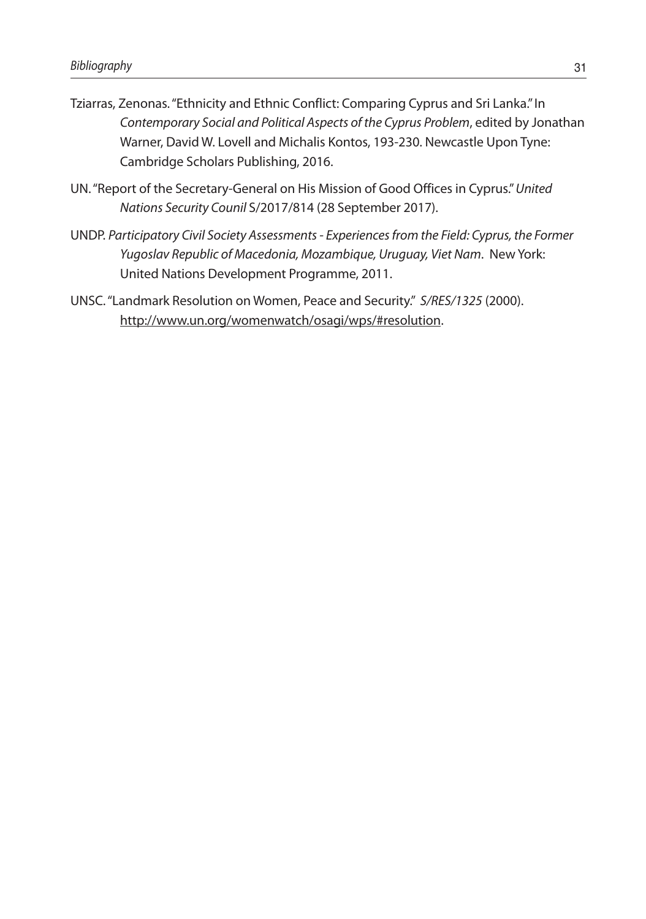Tziarras, Zenonas. "Ethnicity and Ethnic Conflict: Comparing Cyprus and Sri Lanka." In *Contemporary Social and Political Aspects of the Cyprus Problem*, edited by Jonathan Warner, David W. Lovell and Michalis Kontos, 193-230. Newcastle Upon Tyne: Cambridge Scholars Publishing, 2016.

UN. "Report of the Secretary-General on His Mission of Good Offices in Cyprus." *United Nations Security Counil* S/2017/814 (28 September 2017).

UNDP. *Participatory Civil Society Assessments - Experiences from the Field: Cyprus, the Former Yugoslav Republic of Macedonia, Mozambique, Uruguay, Viet Nam*. New York: United Nations Development Programme, 2011.

UNSC. "Landmark Resolution on Women, Peace and Security." *S/RES/1325* (2000). http://www.un.org/womenwatch/osagi/wps/#resolution.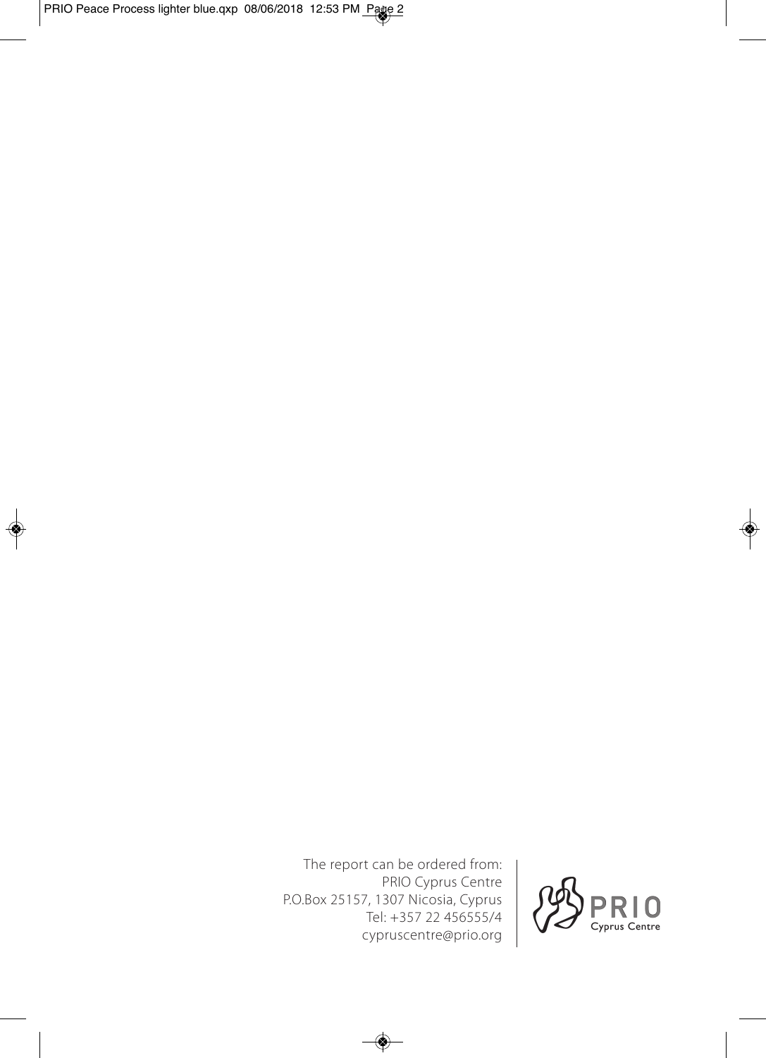The report can be ordered from:
PRIO Cyprus Centre
P.O.Box 25157, 1307 Nicosia, Cyprus
Tel: +357 22 456555/4
cypruscentre@prio.org

PRIO Cyprus Centre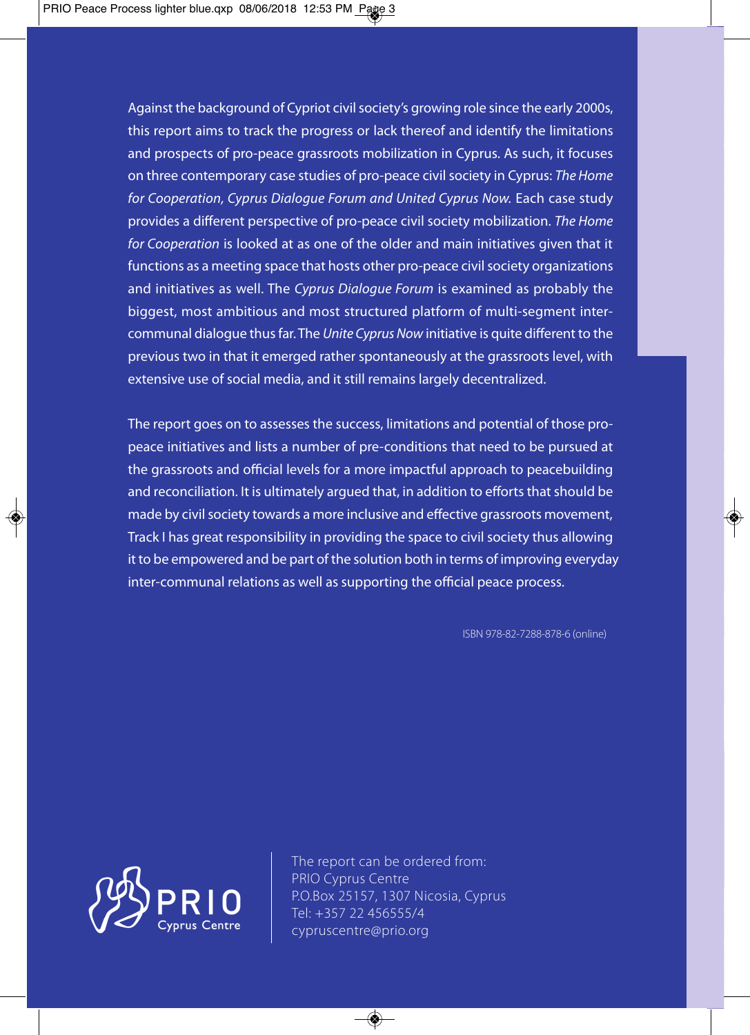Against the background of Cypriot civil society's growing role since the early 2000s, this report aims to track the progress or lack thereof and identify the limitations and prospects of pro-peace grassroots mobilization in Cyprus. As such, it focuses on three contemporary case studies of pro-peace civil society in Cyprus: *The Home for Cooperation, Cyprus Dialogue Forum and United Cyprus Now.* Each case study provides a different perspective of pro-peace civil society mobilization. *The Home for Cooperation* is looked at as one of the older and main initiatives given that it functions as a meeting space that hosts other pro-peace civil society organizations and initiatives as well. The *Cyprus Dialogue Forum* is examined as probably the biggest, most ambitious and most structured platform of multi-segment inter-communal dialogue thus far. The *Unite Cyprus Now* initiative is quite different to the previous two in that it emerged rather spontaneously at the grassroots level, with extensive use of social media, and it still remains largely decentralized.

The report goes on to assesses the success, limitations and potential of those pro-peace initiatives and lists a number of pre-conditions that need to be pursued at the grassroots and official levels for a more impactful approach to peacebuilding and reconciliation. It is ultimately argued that, in addition to efforts that should be made by civil society towards a more inclusive and effective grassroots movement, Track I has great responsibility in providing the space to civil society thus allowing it to be empowered and be part of the solution both in terms of improving everyday inter-communal relations as well as supporting the official peace process.

ISBN 978-82-7288-878-6 (online)

PRIO
Cyprus Centre

The report can be ordered from:
PRIO Cyprus Centre
P.O.Box 25157, 1307 Nicosia, Cyprus
Tel: +357 22 456555/4
cypruscentre@prio.org